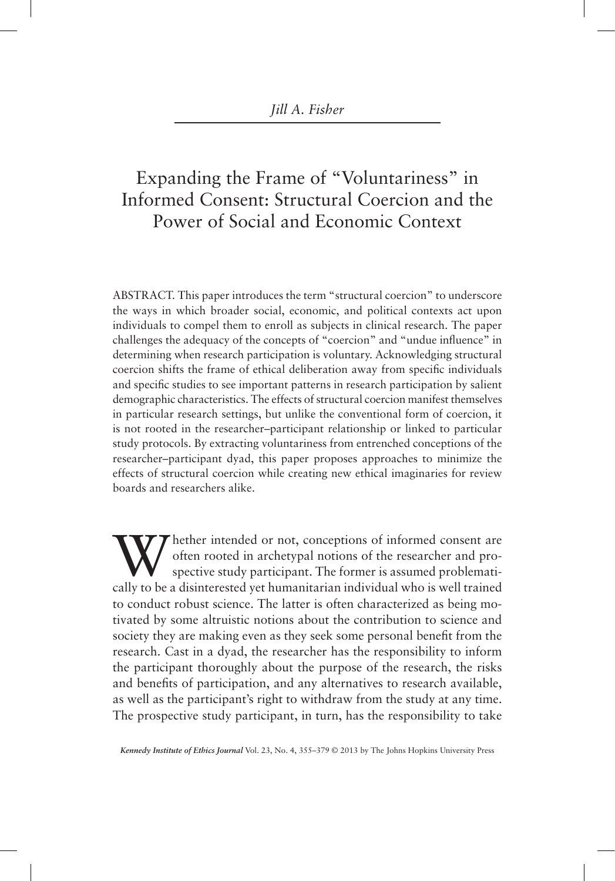*Jill A. Fisher*

# Expanding the Frame of "Voluntariness" in Informed Consent: Structural Coercion and the Power of Social and Economic Context

ABSTRACT. This paper introduces the term "structural coercion" to underscore the ways in which broader social, economic, and political contexts act upon individuals to compel them to enroll as subjects in clinical research. The paper challenges the adequacy of the concepts of "coercion" and "undue influence" in determining when research participation is voluntary. Acknowledging structural coercion shifts the frame of ethical deliberation away from specific individuals and specific studies to see important patterns in research participation by salient demographic characteristics. The effects of structural coercion manifest themselves in particular research settings, but unlike the conventional form of coercion, it is not rooted in the researcher–participant relationship or linked to particular study protocols. By extracting voluntariness from entrenched conceptions of the researcher–participant dyad, this paper proposes approaches to minimize the effects of structural coercion while creating new ethical imaginaries for review boards and researchers alike.

Whether intended or not, conceptions of informed consent are often rooted in archetypal notions of the researcher and prospective study participant. The former is assumed problematically to be a disinterested yet humanitarian individual who is well trained to conduct robust science. The latter is often characterized as being motivated by some altruistic notions about the contribution to science and society they are making even as they seek some personal benefit from the research. Cast in a dyad, the researcher has the responsibility to inform the participant thoroughly about the purpose of the research, the risks and benefits of participation, and any alternatives to research available, as well as the participant's right to withdraw from the study at any time. The prospective study participant, in turn, has the responsibility to take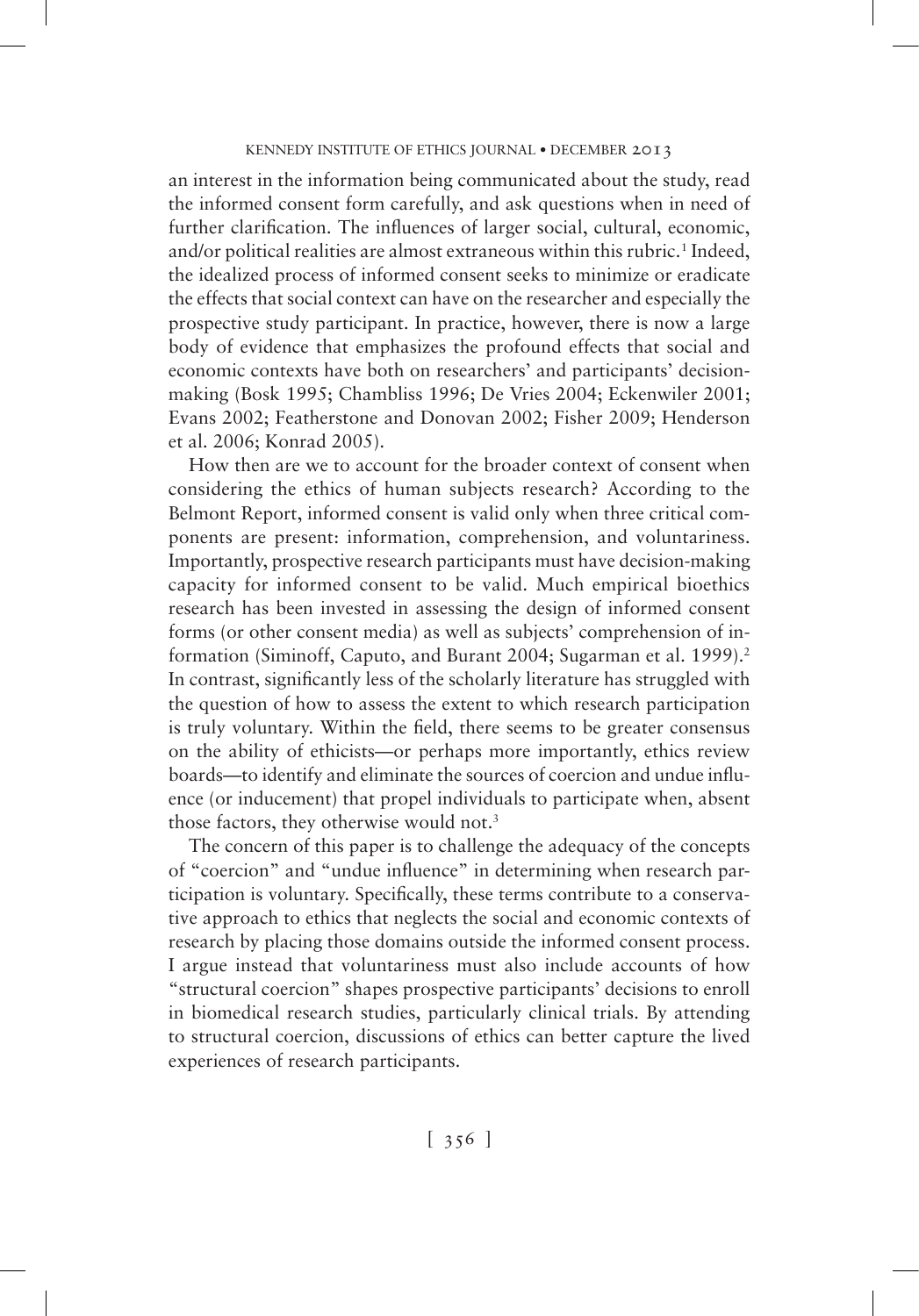an interest in the information being communicated about the study, read the informed consent form carefully, and ask questions when in need of further clarification. The influences of larger social, cultural, economic, and/or political realities are almost extraneous within this rubric.[1] Indeed, the idealized process of informed consent seeks to minimize or eradicate the effects that social context can have on the researcher and especially the prospective study participant. In practice, however, there is now a large body of evidence that emphasizes the profound effects that social and economic contexts have both on researchers' and participants' decision-making (Bosk 1995; Chambliss 1996; De Vries 2004; Eckenwiler 2001; Evans 2002; Featherstone and Donovan 2002; Fisher 2009; Henderson et al. 2006; Konrad 2005).

How then are we to account for the broader context of consent when considering the ethics of human subjects research? According to the Belmont Report, informed consent is valid only when three critical components are present: information, comprehension, and voluntariness. Importantly, prospective research participants must have decision-making capacity for informed consent to be valid. Much empirical bioethics research has been invested in assessing the design of informed consent forms (or other consent media) as well as subjects' comprehension of information (Siminoff, Caputo, and Burant 2004; Sugarman et al. 1999).[2] In contrast, significantly less of the scholarly literature has struggled with the question of how to assess the extent to which research participation is truly voluntary. Within the field, there seems to be greater consensus on the ability of ethicists—or perhaps more importantly, ethics review boards—to identify and eliminate the sources of coercion and undue influence (or inducement) that propel individuals to participate when, absent those factors, they otherwise would not.[3]

The concern of this paper is to challenge the adequacy of the concepts of "coercion" and "undue influence" in determining when research participation is voluntary. Specifically, these terms contribute to a conservative approach to ethics that neglects the social and economic contexts of research by placing those domains outside the informed consent process. I argue instead that voluntariness must also include accounts of how "structural coercion" shapes prospective participants' decisions to enroll in biomedical research studies, particularly clinical trials. By attending to structural coercion, discussions of ethics can better capture the lived experiences of research participants.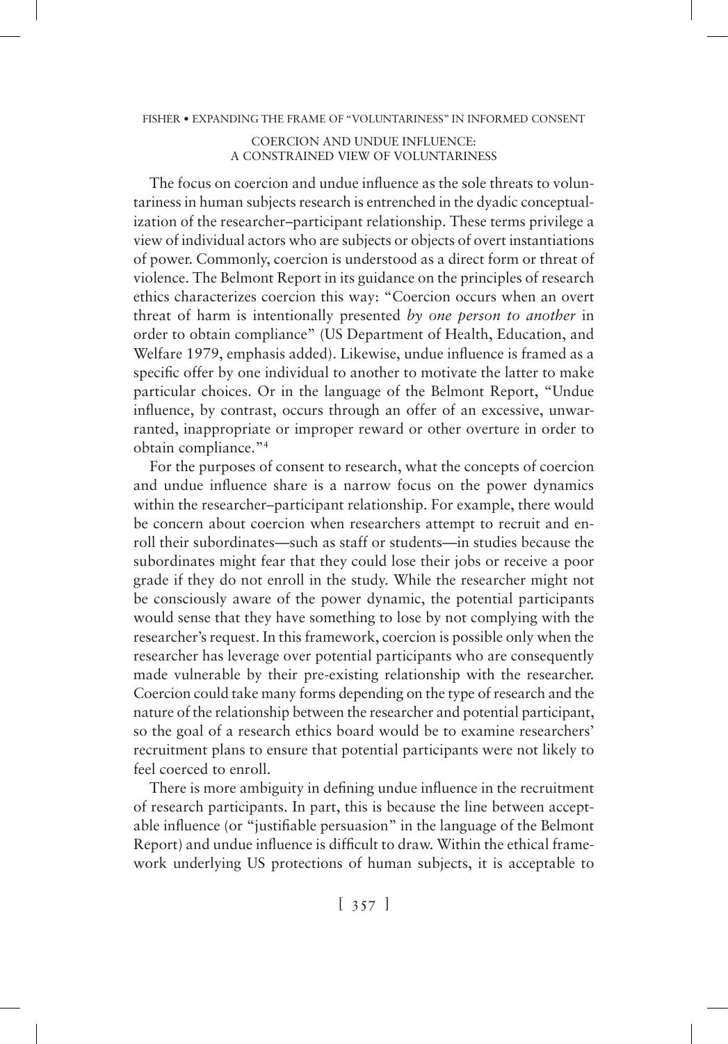## COERCION AND UNDUE INFLUENCE: A CONSTRAINED VIEW OF VOLUNTARINESS

The focus on coercion and undue influence as the sole threats to voluntariness in human subjects research is entrenched in the dyadic conceptualization of the researcher–participant relationship. These terms privilege a view of individual actors who are subjects or objects of overt instantiations of power. Commonly, coercion is understood as a direct form or threat of violence. The Belmont Report in its guidance on the principles of research ethics characterizes coercion this way: "Coercion occurs when an overt threat of harm is intentionally presented *by one person to another* in order to obtain compliance" (US Department of Health, Education, and Welfare 1979, emphasis added). Likewise, undue influence is framed as a specific offer by one individual to another to motivate the latter to make particular choices. Or in the language of the Belmont Report, "Undue influence, by contrast, occurs through an offer of an excessive, unwarranted, inappropriate or improper reward or other overture in order to obtain compliance."[4]

For the purposes of consent to research, what the concepts of coercion and undue influence share is a narrow focus on the power dynamics within the researcher–participant relationship. For example, there would be concern about coercion when researchers attempt to recruit and enroll their subordinates—such as staff or students—in studies because the subordinates might fear that they could lose their jobs or receive a poor grade if they do not enroll in the study. While the researcher might not be consciously aware of the power dynamic, the potential participants would sense that they have something to lose by not complying with the researcher's request. In this framework, coercion is possible only when the researcher has leverage over potential participants who are consequently made vulnerable by their pre-existing relationship with the researcher. Coercion could take many forms depending on the type of research and the nature of the relationship between the researcher and potential participant, so the goal of a research ethics board would be to examine researchers' recruitment plans to ensure that potential participants were not likely to feel coerced to enroll.

There is more ambiguity in defining undue influence in the recruitment of research participants. In part, this is because the line between acceptable influence (or "justifiable persuasion" in the language of the Belmont Report) and undue influence is difficult to draw. Within the ethical framework underlying US protections of human subjects, it is acceptable to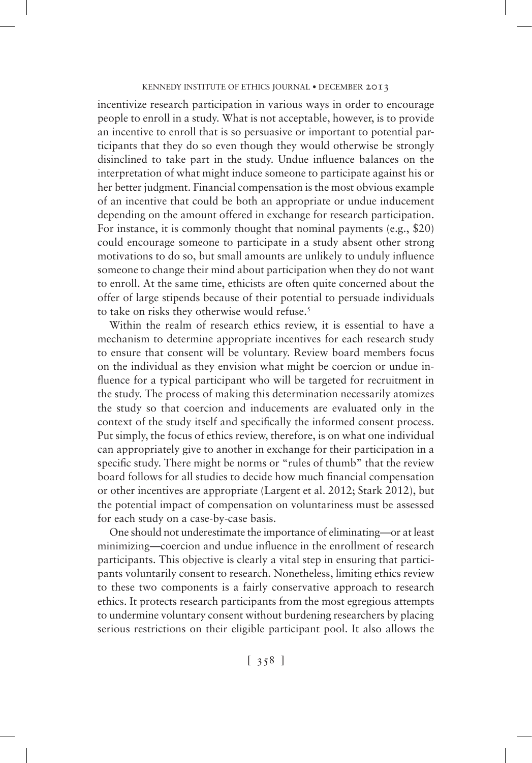incentivize research participation in various ways in order to encourage people to enroll in a study. What is not acceptable, however, is to provide an incentive to enroll that is so persuasive or important to potential participants that they do so even though they would otherwise be strongly disinclined to take part in the study. Undue influence balances on the interpretation of what might induce someone to participate against his or her better judgment. Financial compensation is the most obvious example of an incentive that could be both an appropriate or undue inducement depending on the amount offered in exchange for research participation. For instance, it is commonly thought that nominal payments (e.g., $20) could encourage someone to participate in a study absent other strong motivations to do so, but small amounts are unlikely to unduly influence someone to change their mind about participation when they do not want to enroll. At the same time, ethicists are often quite concerned about the offer of large stipends because of their potential to persuade individuals to take on risks they otherwise would refuse.[5]

Within the realm of research ethics review, it is essential to have a mechanism to determine appropriate incentives for each research study to ensure that consent will be voluntary. Review board members focus on the individual as they envision what might be coercion or undue influence for a typical participant who will be targeted for recruitment in the study. The process of making this determination necessarily atomizes the study so that coercion and inducements are evaluated only in the context of the study itself and specifically the informed consent process. Put simply, the focus of ethics review, therefore, is on what one individual can appropriately give to another in exchange for their participation in a specific study. There might be norms or "rules of thumb" that the review board follows for all studies to decide how much financial compensation or other incentives are appropriate (Largent et al. 2012; Stark 2012), but the potential impact of compensation on voluntariness must be assessed for each study on a case-by-case basis.

One should not underestimate the importance of eliminating—or at least minimizing—coercion and undue influence in the enrollment of research participants. This objective is clearly a vital step in ensuring that participants voluntarily consent to research. Nonetheless, limiting ethics review to these two components is a fairly conservative approach to research ethics. It protects research participants from the most egregious attempts to undermine voluntary consent without burdening researchers by placing serious restrictions on their eligible participant pool. It also allows the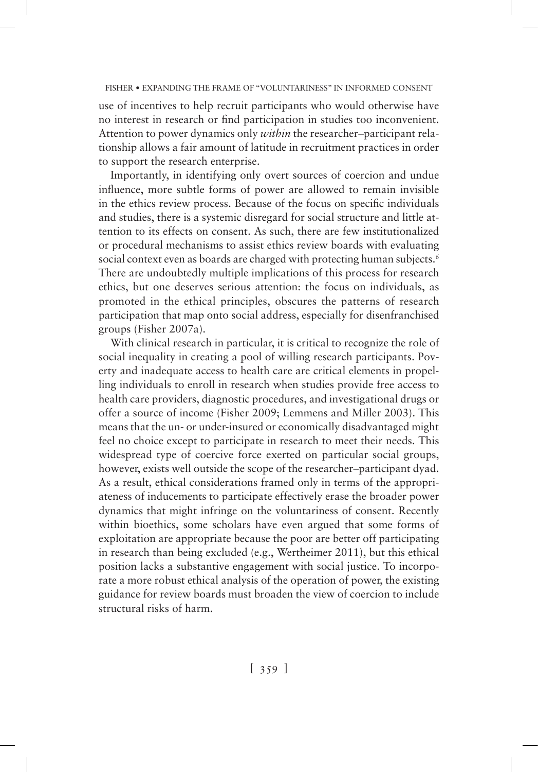use of incentives to help recruit participants who would otherwise have no interest in research or find participation in studies too inconvenient. Attention to power dynamics only *within* the researcher–participant relationship allows a fair amount of latitude in recruitment practices in order to support the research enterprise.

Importantly, in identifying only overt sources of coercion and undue influence, more subtle forms of power are allowed to remain invisible in the ethics review process. Because of the focus on specific individuals and studies, there is a systemic disregard for social structure and little attention to its effects on consent. As such, there are few institutionalized or procedural mechanisms to assist ethics review boards with evaluating social context even as boards are charged with protecting human subjects.[6] There are undoubtedly multiple implications of this process for research ethics, but one deserves serious attention: the focus on individuals, as promoted in the ethical principles, obscures the patterns of research participation that map onto social address, especially for disenfranchised groups (Fisher 2007a).

With clinical research in particular, it is critical to recognize the role of social inequality in creating a pool of willing research participants. Poverty and inadequate access to health care are critical elements in propelling individuals to enroll in research when studies provide free access to health care providers, diagnostic procedures, and investigational drugs or offer a source of income (Fisher 2009; Lemmens and Miller 2003). This means that the un- or under-insured or economically disadvantaged might feel no choice except to participate in research to meet their needs. This widespread type of coercive force exerted on particular social groups, however, exists well outside the scope of the researcher–participant dyad. As a result, ethical considerations framed only in terms of the appropriateness of inducements to participate effectively erase the broader power dynamics that might infringe on the voluntariness of consent. Recently within bioethics, some scholars have even argued that some forms of exploitation are appropriate because the poor are better off participating in research than being excluded (e.g., Wertheimer 2011), but this ethical position lacks a substantive engagement with social justice. To incorporate a more robust ethical analysis of the operation of power, the existing guidance for review boards must broaden the view of coercion to include structural risks of harm.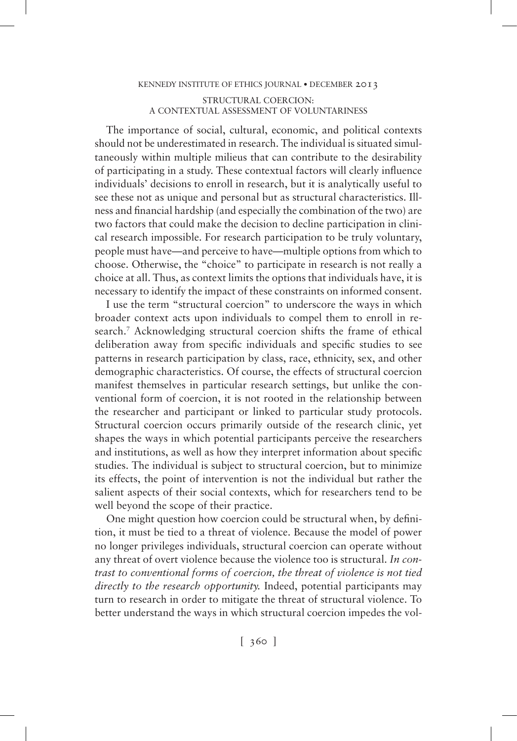## STRUCTURAL COERCION: A CONTEXTUAL ASSESSMENT OF VOLUNTARINESS

The importance of social, cultural, economic, and political contexts should not be underestimated in research. The individual is situated simultaneously within multiple milieus that can contribute to the desirability of participating in a study. These contextual factors will clearly influence individuals' decisions to enroll in research, but it is analytically useful to see these not as unique and personal but as structural characteristics. Illness and financial hardship (and especially the combination of the two) are two factors that could make the decision to decline participation in clinical research impossible. For research participation to be truly voluntary, people must have—and perceive to have—multiple options from which to choose. Otherwise, the "choice" to participate in research is not really a choice at all. Thus, as context limits the options that individuals have, it is necessary to identify the impact of these constraints on informed consent.

I use the term "structural coercion" to underscore the ways in which broader context acts upon individuals to compel them to enroll in research.[7] Acknowledging structural coercion shifts the frame of ethical deliberation away from specific individuals and specific studies to see patterns in research participation by class, race, ethnicity, sex, and other demographic characteristics. Of course, the effects of structural coercion manifest themselves in particular research settings, but unlike the conventional form of coercion, it is not rooted in the relationship between the researcher and participant or linked to particular study protocols. Structural coercion occurs primarily outside of the research clinic, yet shapes the ways in which potential participants perceive the researchers and institutions, as well as how they interpret information about specific studies. The individual is subject to structural coercion, but to minimize its effects, the point of intervention is not the individual but rather the salient aspects of their social contexts, which for researchers tend to be well beyond the scope of their practice.

One might question how coercion could be structural when, by definition, it must be tied to a threat of violence. Because the model of power no longer privileges individuals, structural coercion can operate without any threat of overt violence because the violence too is structural. *In contrast to conventional forms of coercion, the threat of violence is not tied directly to the research opportunity.* Indeed, potential participants may turn to research in order to mitigate the threat of structural violence. To better understand the ways in which structural coercion impedes the vol-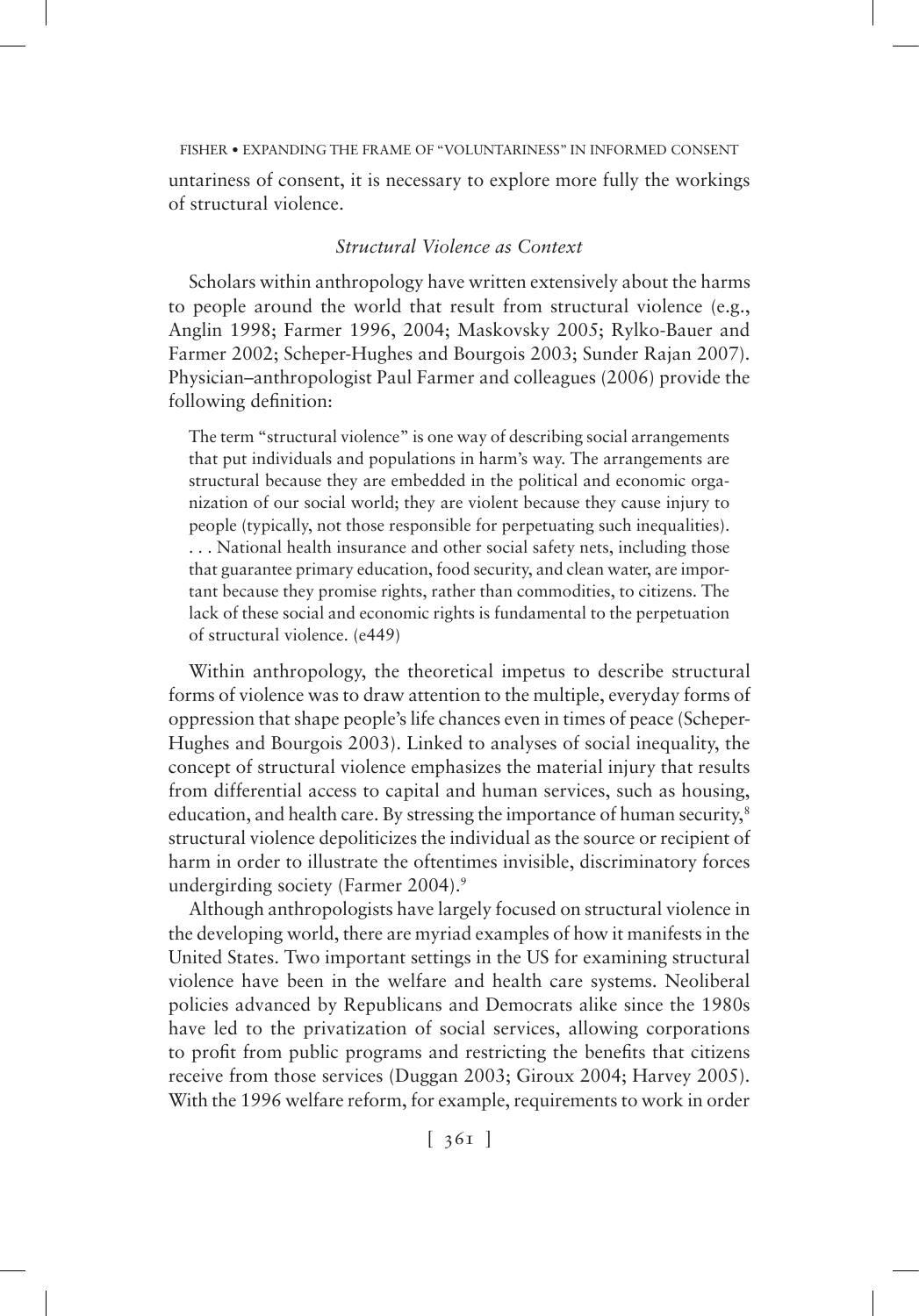untariness of consent, it is necessary to explore more fully the workings of structural violence.

### *Structural Violence as Context*

Scholars within anthropology have written extensively about the harms to people around the world that result from structural violence (e.g., Anglin 1998; Farmer 1996, 2004; Maskovsky 2005; Rylko-Bauer and Farmer 2002; Scheper-Hughes and Bourgois 2003; Sunder Rajan 2007). Physician–anthropologist Paul Farmer and colleagues (2006) provide the following definition:

> The term "structural violence" is one way of describing social arrangements that put individuals and populations in harm's way. The arrangements are structural because they are embedded in the political and economic organization of our social world; they are violent because they cause injury to people (typically, not those responsible for perpetuating such inequalities). . . . National health insurance and other social safety nets, including those that guarantee primary education, food security, and clean water, are important because they promise rights, rather than commodities, to citizens. The lack of these social and economic rights is fundamental to the perpetuation of structural violence. (e449)

Within anthropology, the theoretical impetus to describe structural forms of violence was to draw attention to the multiple, everyday forms of oppression that shape people's life chances even in times of peace (Scheper-Hughes and Bourgois 2003). Linked to analyses of social inequality, the concept of structural violence emphasizes the material injury that results from differential access to capital and human services, such as housing, education, and health care. By stressing the importance of human security,[8] structural violence depoliticizes the individual as the source or recipient of harm in order to illustrate the oftentimes invisible, discriminatory forces undergirding society (Farmer 2004).[9]

Although anthropologists have largely focused on structural violence in the developing world, there are myriad examples of how it manifests in the United States. Two important settings in the US for examining structural violence have been in the welfare and health care systems. Neoliberal policies advanced by Republicans and Democrats alike since the 1980s have led to the privatization of social services, allowing corporations to profit from public programs and restricting the benefits that citizens receive from those services (Duggan 2003; Giroux 2004; Harvey 2005). With the 1996 welfare reform, for example, requirements to work in order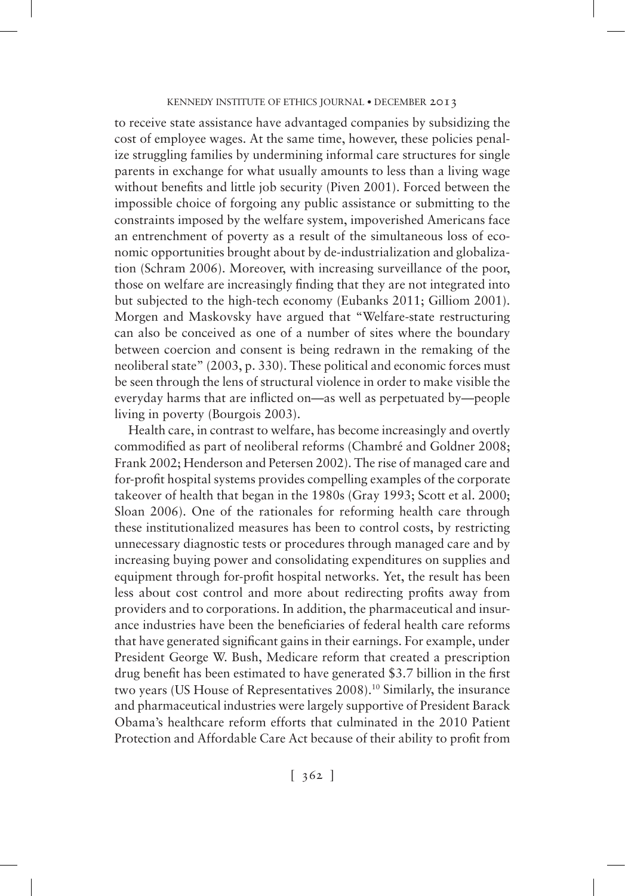to receive state assistance have advantaged companies by subsidizing the cost of employee wages. At the same time, however, these policies penalize struggling families by undermining informal care structures for single parents in exchange for what usually amounts to less than a living wage without benefits and little job security (Piven 2001). Forced between the impossible choice of forgoing any public assistance or submitting to the constraints imposed by the welfare system, impoverished Americans face an entrenchment of poverty as a result of the simultaneous loss of economic opportunities brought about by de-industrialization and globalization (Schram 2006). Moreover, with increasing surveillance of the poor, those on welfare are increasingly finding that they are not integrated into but subjected to the high-tech economy (Eubanks 2011; Gilliom 2001). Morgen and Maskovsky have argued that "Welfare-state restructuring can also be conceived as one of a number of sites where the boundary between coercion and consent is being redrawn in the remaking of the neoliberal state" (2003, p. 330). These political and economic forces must be seen through the lens of structural violence in order to make visible the everyday harms that are inflicted on—as well as perpetuated by—people living in poverty (Bourgois 2003).

Health care, in contrast to welfare, has become increasingly and overtly commodified as part of neoliberal reforms (Chambré and Goldner 2008; Frank 2002; Henderson and Petersen 2002). The rise of managed care and for-profit hospital systems provides compelling examples of the corporate takeover of health that began in the 1980s (Gray 1993; Scott et al. 2000; Sloan 2006). One of the rationales for reforming health care through these institutionalized measures has been to control costs, by restricting unnecessary diagnostic tests or procedures through managed care and by increasing buying power and consolidating expenditures on supplies and equipment through for-profit hospital networks. Yet, the result has been less about cost control and more about redirecting profits away from providers and to corporations. In addition, the pharmaceutical and insurance industries have been the beneficiaries of federal health care reforms that have generated significant gains in their earnings. For example, under President George W. Bush, Medicare reform that created a prescription drug benefit has been estimated to have generated \$3.7 billion in the first two years (US House of Representatives 2008).[10] Similarly, the insurance and pharmaceutical industries were largely supportive of President Barack Obama's healthcare reform efforts that culminated in the 2010 Patient Protection and Affordable Care Act because of their ability to profit from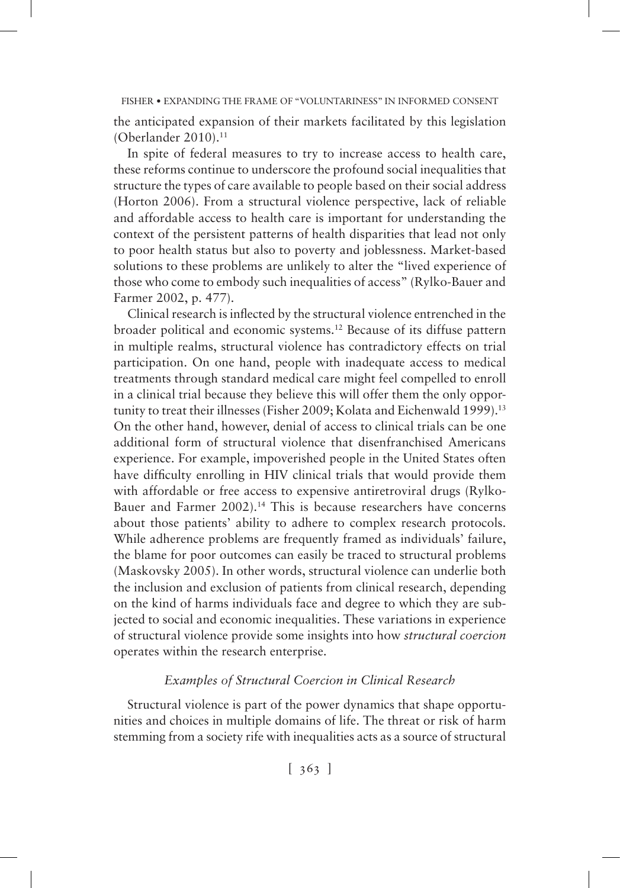the anticipated expansion of their markets facilitated by this legislation (Oberlander 2010).[11]

In spite of federal measures to try to increase access to health care, these reforms continue to underscore the profound social inequalities that structure the types of care available to people based on their social address (Horton 2006). From a structural violence perspective, lack of reliable and affordable access to health care is important for understanding the context of the persistent patterns of health disparities that lead not only to poor health status but also to poverty and joblessness. Market-based solutions to these problems are unlikely to alter the "lived experience of those who come to embody such inequalities of access" (Rylko-Bauer and Farmer 2002, p. 477).

Clinical research is inflected by the structural violence entrenched in the broader political and economic systems.[12] Because of its diffuse pattern in multiple realms, structural violence has contradictory effects on trial participation. On one hand, people with inadequate access to medical treatments through standard medical care might feel compelled to enroll in a clinical trial because they believe this will offer them the only opportunity to treat their illnesses (Fisher 2009; Kolata and Eichenwald 1999).[13] On the other hand, however, denial of access to clinical trials can be one additional form of structural violence that disenfranchised Americans experience. For example, impoverished people in the United States often have difficulty enrolling in HIV clinical trials that would provide them with affordable or free access to expensive antiretroviral drugs (Rylko-Bauer and Farmer 2002).[14] This is because researchers have concerns about those patients' ability to adhere to complex research protocols. While adherence problems are frequently framed as individuals' failure, the blame for poor outcomes can easily be traced to structural problems (Maskovsky 2005). In other words, structural violence can underlie both the inclusion and exclusion of patients from clinical research, depending on the kind of harms individuals face and degree to which they are subjected to social and economic inequalities. These variations in experience of structural violence provide some insights into how *structural coercion* operates within the research enterprise.

### *Examples of Structural Coercion in Clinical Research*

Structural violence is part of the power dynamics that shape opportunities and choices in multiple domains of life. The threat or risk of harm stemming from a society rife with inequalities acts as a source of structural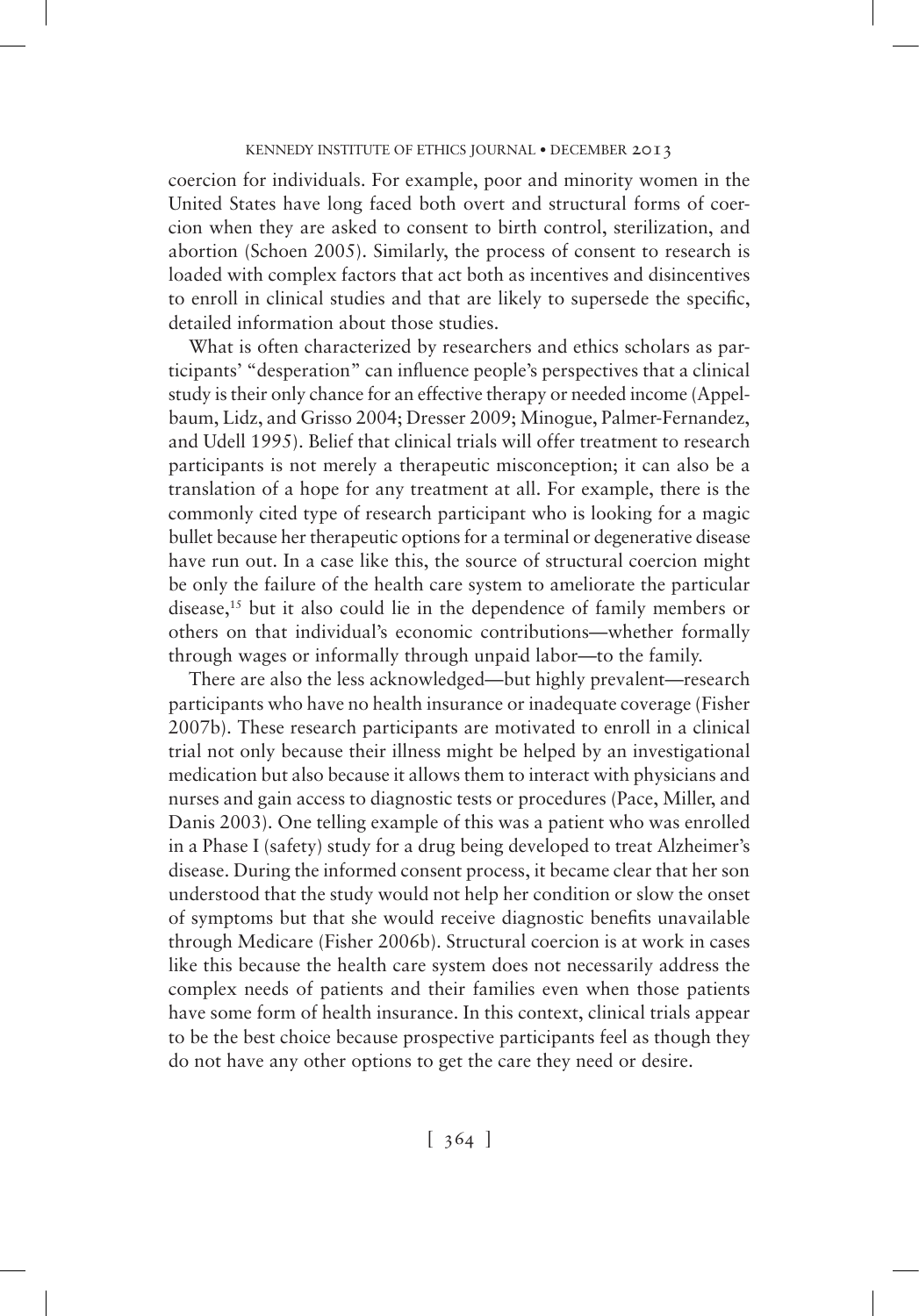coercion for individuals. For example, poor and minority women in the United States have long faced both overt and structural forms of coercion when they are asked to consent to birth control, sterilization, and abortion (Schoen 2005). Similarly, the process of consent to research is loaded with complex factors that act both as incentives and disincentives to enroll in clinical studies and that are likely to supersede the specific, detailed information about those studies.

What is often characterized by researchers and ethics scholars as participants' "desperation" can influence people's perspectives that a clinical study is their only chance for an effective therapy or needed income (Appelbaum, Lidz, and Grisso 2004; Dresser 2009; Minogue, Palmer-Fernandez, and Udell 1995). Belief that clinical trials will offer treatment to research participants is not merely a therapeutic misconception; it can also be a translation of a hope for any treatment at all. For example, there is the commonly cited type of research participant who is looking for a magic bullet because her therapeutic options for a terminal or degenerative disease have run out. In a case like this, the source of structural coercion might be only the failure of the health care system to ameliorate the particular disease,[15] but it also could lie in the dependence of family members or others on that individual's economic contributions—whether formally through wages or informally through unpaid labor—to the family.

There are also the less acknowledged—but highly prevalent—research participants who have no health insurance or inadequate coverage (Fisher 2007b). These research participants are motivated to enroll in a clinical trial not only because their illness might be helped by an investigational medication but also because it allows them to interact with physicians and nurses and gain access to diagnostic tests or procedures (Pace, Miller, and Danis 2003). One telling example of this was a patient who was enrolled in a Phase I (safety) study for a drug being developed to treat Alzheimer's disease. During the informed consent process, it became clear that her son understood that the study would not help her condition or slow the onset of symptoms but that she would receive diagnostic benefits unavailable through Medicare (Fisher 2006b). Structural coercion is at work in cases like this because the health care system does not necessarily address the complex needs of patients and their families even when those patients have some form of health insurance. In this context, clinical trials appear to be the best choice because prospective participants feel as though they do not have any other options to get the care they need or desire.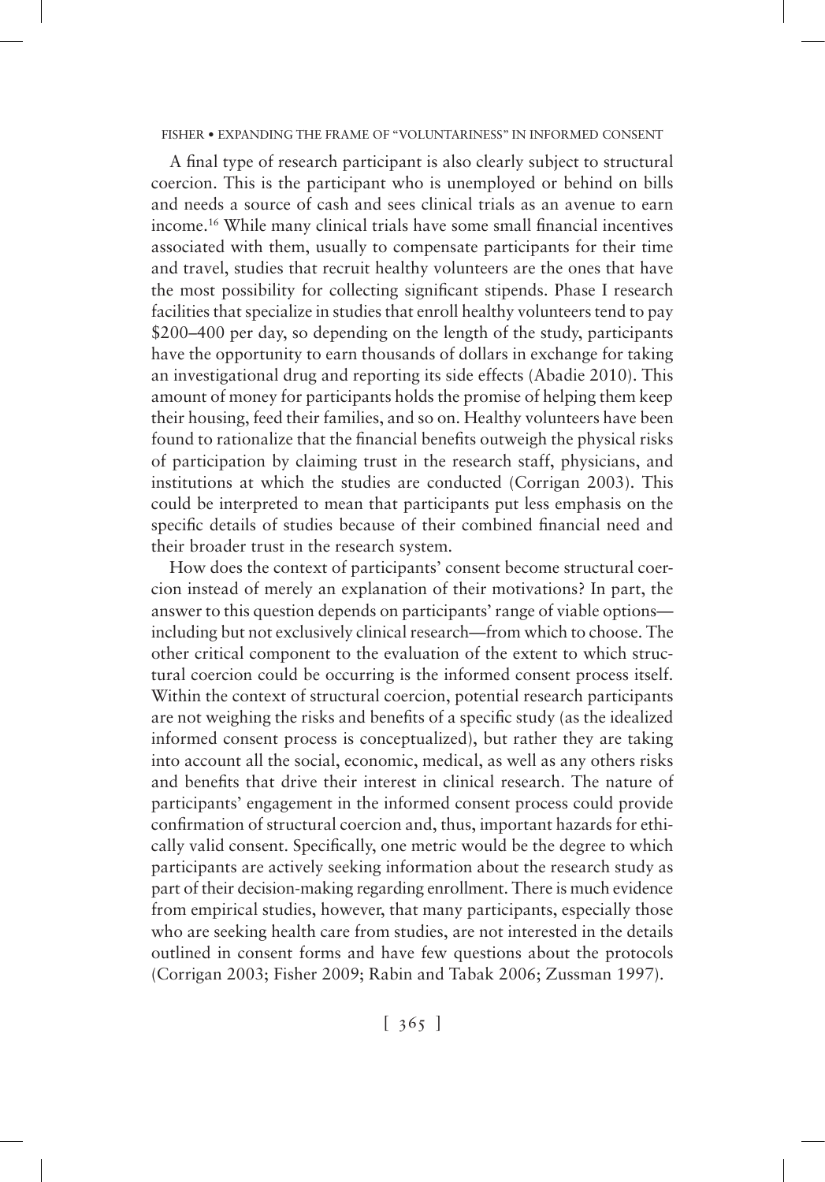A final type of research participant is also clearly subject to structural coercion. This is the participant who is unemployed or behind on bills and needs a source of cash and sees clinical trials as an avenue to earn income.[16] While many clinical trials have some small financial incentives associated with them, usually to compensate participants for their time and travel, studies that recruit healthy volunteers are the ones that have the most possibility for collecting significant stipends. Phase I research facilities that specialize in studies that enroll healthy volunteers tend to pay $200–400 per day, so depending on the length of the study, participants have the opportunity to earn thousands of dollars in exchange for taking an investigational drug and reporting its side effects (Abadie 2010). This amount of money for participants holds the promise of helping them keep their housing, feed their families, and so on. Healthy volunteers have been found to rationalize that the financial benefits outweigh the physical risks of participation by claiming trust in the research staff, physicians, and institutions at which the studies are conducted (Corrigan 2003). This could be interpreted to mean that participants put less emphasis on the specific details of studies because of their combined financial need and their broader trust in the research system.

How does the context of participants' consent become structural coercion instead of merely an explanation of their motivations? In part, the answer to this question depends on participants' range of viable options—including but not exclusively clinical research—from which to choose. The other critical component to the evaluation of the extent to which structural coercion could be occurring is the informed consent process itself. Within the context of structural coercion, potential research participants are not weighing the risks and benefits of a specific study (as the idealized informed consent process is conceptualized), but rather they are taking into account all the social, economic, medical, as well as any others risks and benefits that drive their interest in clinical research. The nature of participants' engagement in the informed consent process could provide confirmation of structural coercion and, thus, important hazards for ethically valid consent. Specifically, one metric would be the degree to which participants are actively seeking information about the research study as part of their decision-making regarding enrollment. There is much evidence from empirical studies, however, that many participants, especially those who are seeking health care from studies, are not interested in the details outlined in consent forms and have few questions about the protocols (Corrigan 2003; Fisher 2009; Rabin and Tabak 2006; Zussman 1997).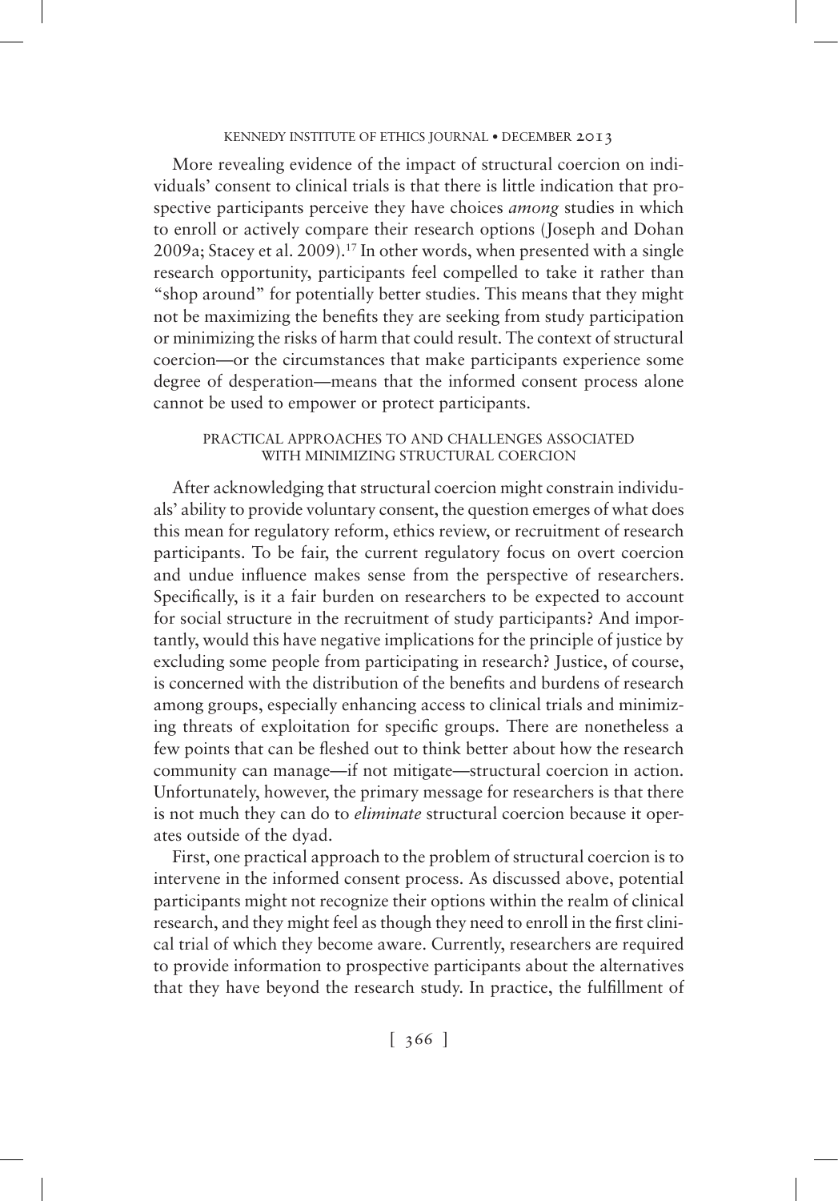More revealing evidence of the impact of structural coercion on individuals' consent to clinical trials is that there is little indication that prospective participants perceive they have choices *among* studies in which to enroll or actively compare their research options (Joseph and Dohan 2009a; Stacey et al. 2009).[17] In other words, when presented with a single research opportunity, participants feel compelled to take it rather than "shop around" for potentially better studies. This means that they might not be maximizing the benefits they are seeking from study participation or minimizing the risks of harm that could result. The context of structural coercion—or the circumstances that make participants experience some degree of desperation—means that the informed consent process alone cannot be used to empower or protect participants.

## PRACTICAL APPROACHES TO AND CHALLENGES ASSOCIATED WITH MINIMIZING STRUCTURAL COERCION

After acknowledging that structural coercion might constrain individuals' ability to provide voluntary consent, the question emerges of what does this mean for regulatory reform, ethics review, or recruitment of research participants. To be fair, the current regulatory focus on overt coercion and undue influence makes sense from the perspective of researchers. Specifically, is it a fair burden on researchers to be expected to account for social structure in the recruitment of study participants? And importantly, would this have negative implications for the principle of justice by excluding some people from participating in research? Justice, of course, is concerned with the distribution of the benefits and burdens of research among groups, especially enhancing access to clinical trials and minimizing threats of exploitation for specific groups. There are nonetheless a few points that can be fleshed out to think better about how the research community can manage—if not mitigate—structural coercion in action. Unfortunately, however, the primary message for researchers is that there is not much they can do to *eliminate* structural coercion because it operates outside of the dyad.

First, one practical approach to the problem of structural coercion is to intervene in the informed consent process. As discussed above, potential participants might not recognize their options within the realm of clinical research, and they might feel as though they need to enroll in the first clinical trial of which they become aware. Currently, researchers are required to provide information to prospective participants about the alternatives that they have beyond the research study. In practice, the fulfillment of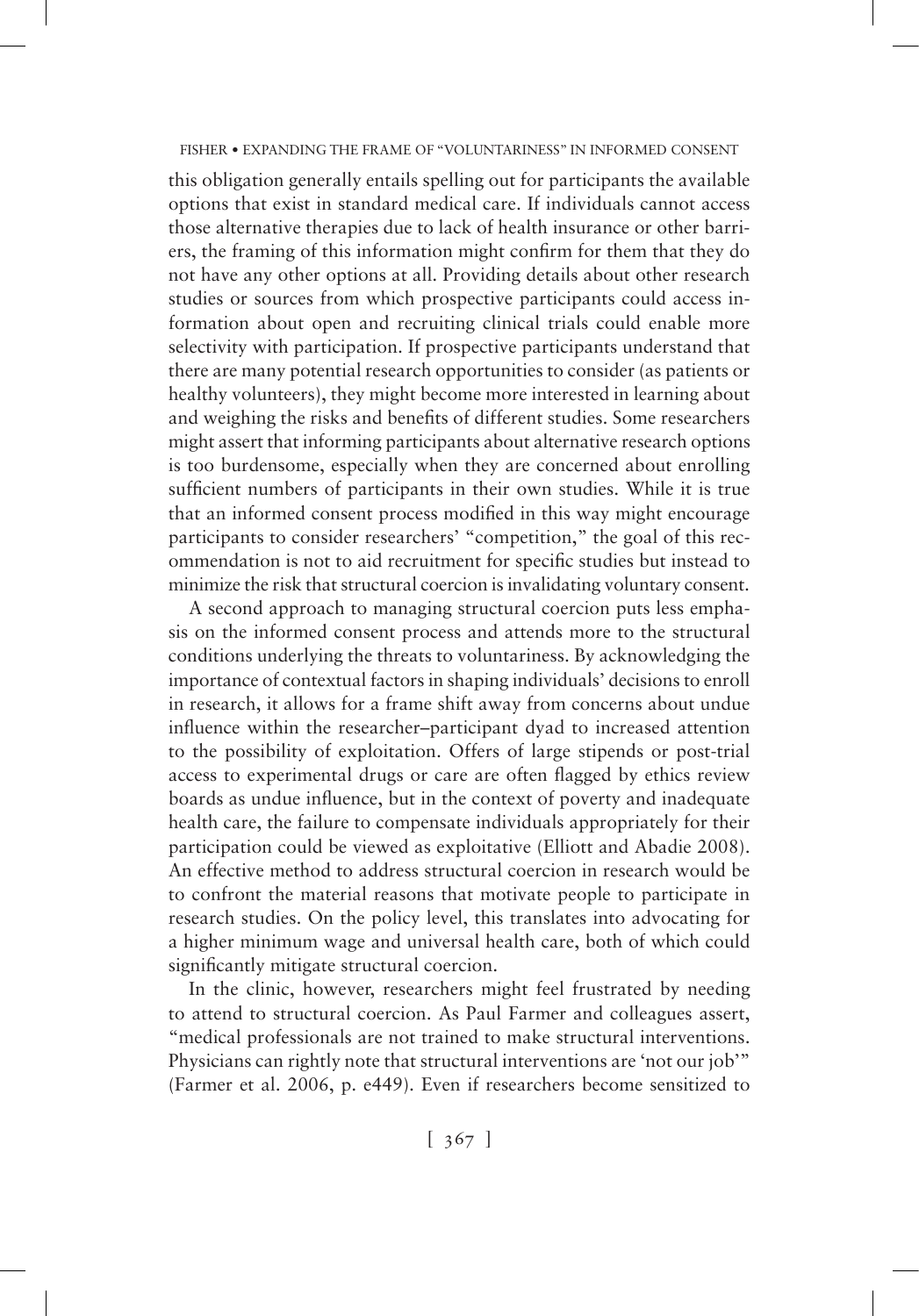this obligation generally entails spelling out for participants the available options that exist in standard medical care. If individuals cannot access those alternative therapies due to lack of health insurance or other barriers, the framing of this information might confirm for them that they do not have any other options at all. Providing details about other research studies or sources from which prospective participants could access information about open and recruiting clinical trials could enable more selectivity with participation. If prospective participants understand that there are many potential research opportunities to consider (as patients or healthy volunteers), they might become more interested in learning about and weighing the risks and benefits of different studies. Some researchers might assert that informing participants about alternative research options is too burdensome, especially when they are concerned about enrolling sufficient numbers of participants in their own studies. While it is true that an informed consent process modified in this way might encourage participants to consider researchers' "competition," the goal of this recommendation is not to aid recruitment for specific studies but instead to minimize the risk that structural coercion is invalidating voluntary consent.

A second approach to managing structural coercion puts less emphasis on the informed consent process and attends more to the structural conditions underlying the threats to voluntariness. By acknowledging the importance of contextual factors in shaping individuals' decisions to enroll in research, it allows for a frame shift away from concerns about undue influence within the researcher–participant dyad to increased attention to the possibility of exploitation. Offers of large stipends or post-trial access to experimental drugs or care are often flagged by ethics review boards as undue influence, but in the context of poverty and inadequate health care, the failure to compensate individuals appropriately for their participation could be viewed as exploitative (Elliott and Abadie 2008). An effective method to address structural coercion in research would be to confront the material reasons that motivate people to participate in research studies. On the policy level, this translates into advocating for a higher minimum wage and universal health care, both of which could significantly mitigate structural coercion.

In the clinic, however, researchers might feel frustrated by needing to attend to structural coercion. As Paul Farmer and colleagues assert, "medical professionals are not trained to make structural interventions. Physicians can rightly note that structural interventions are 'not our job'" (Farmer et al. 2006, p. e449). Even if researchers become sensitized to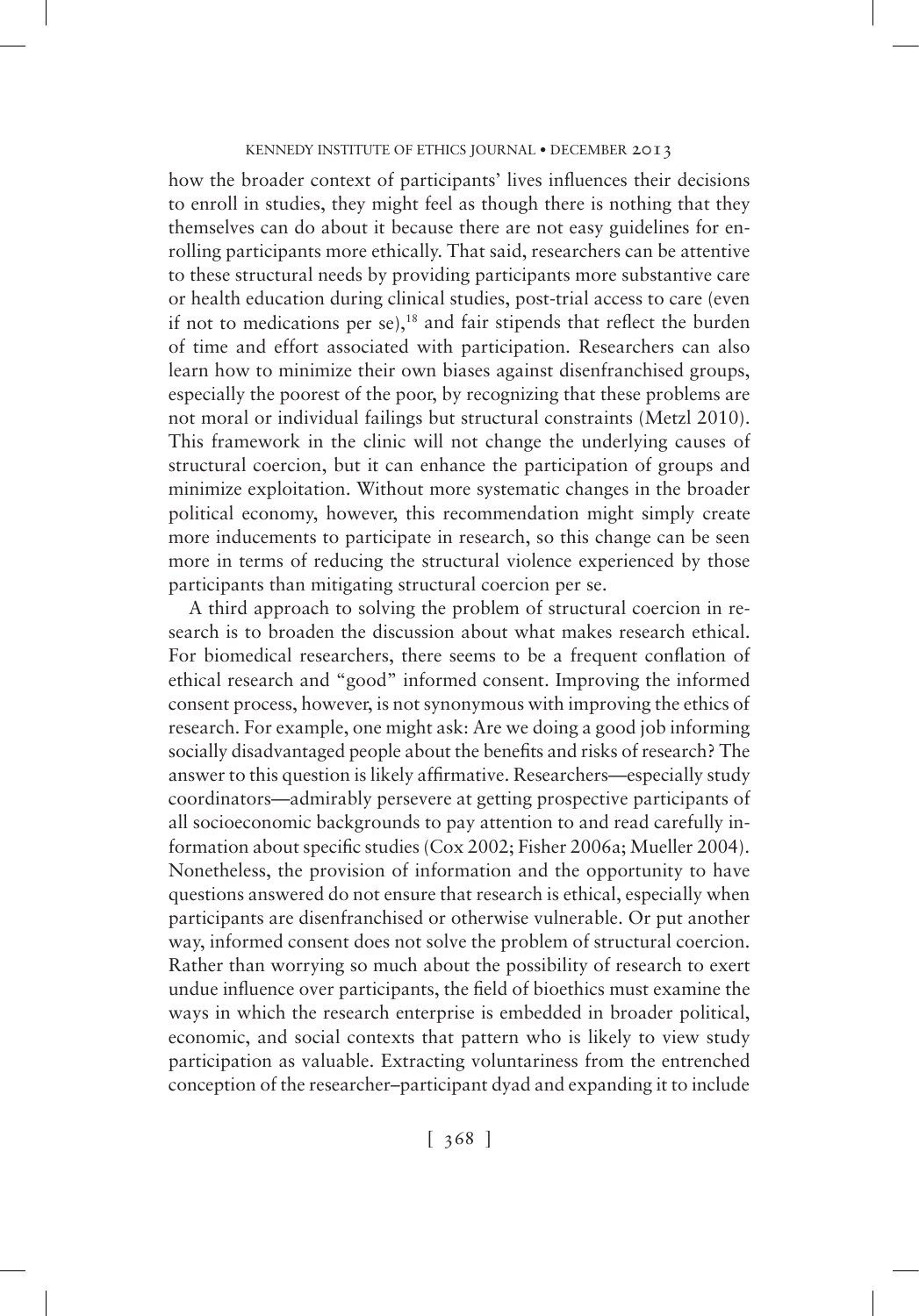how the broader context of participants' lives influences their decisions to enroll in studies, they might feel as though there is nothing that they themselves can do about it because there are not easy guidelines for enrolling participants more ethically. That said, researchers can be attentive to these structural needs by providing participants more substantive care or health education during clinical studies, post-trial access to care (even if not to medications per se),[18] and fair stipends that reflect the burden of time and effort associated with participation. Researchers can also learn how to minimize their own biases against disenfranchised groups, especially the poorest of the poor, by recognizing that these problems are not moral or individual failings but structural constraints (Metzl 2010). This framework in the clinic will not change the underlying causes of structural coercion, but it can enhance the participation of groups and minimize exploitation. Without more systematic changes in the broader political economy, however, this recommendation might simply create more inducements to participate in research, so this change can be seen more in terms of reducing the structural violence experienced by those participants than mitigating structural coercion per se.

A third approach to solving the problem of structural coercion in research is to broaden the discussion about what makes research ethical. For biomedical researchers, there seems to be a frequent conflation of ethical research and "good" informed consent. Improving the informed consent process, however, is not synonymous with improving the ethics of research. For example, one might ask: Are we doing a good job informing socially disadvantaged people about the benefits and risks of research? The answer to this question is likely affirmative. Researchers—especially study coordinators—admirably persevere at getting prospective participants of all socioeconomic backgrounds to pay attention to and read carefully information about specific studies (Cox 2002; Fisher 2006a; Mueller 2004). Nonetheless, the provision of information and the opportunity to have questions answered do not ensure that research is ethical, especially when participants are disenfranchised or otherwise vulnerable. Or put another way, informed consent does not solve the problem of structural coercion. Rather than worrying so much about the possibility of research to exert undue influence over participants, the field of bioethics must examine the ways in which the research enterprise is embedded in broader political, economic, and social contexts that pattern who is likely to view study participation as valuable. Extracting voluntariness from the entrenched conception of the researcher–participant dyad and expanding it to include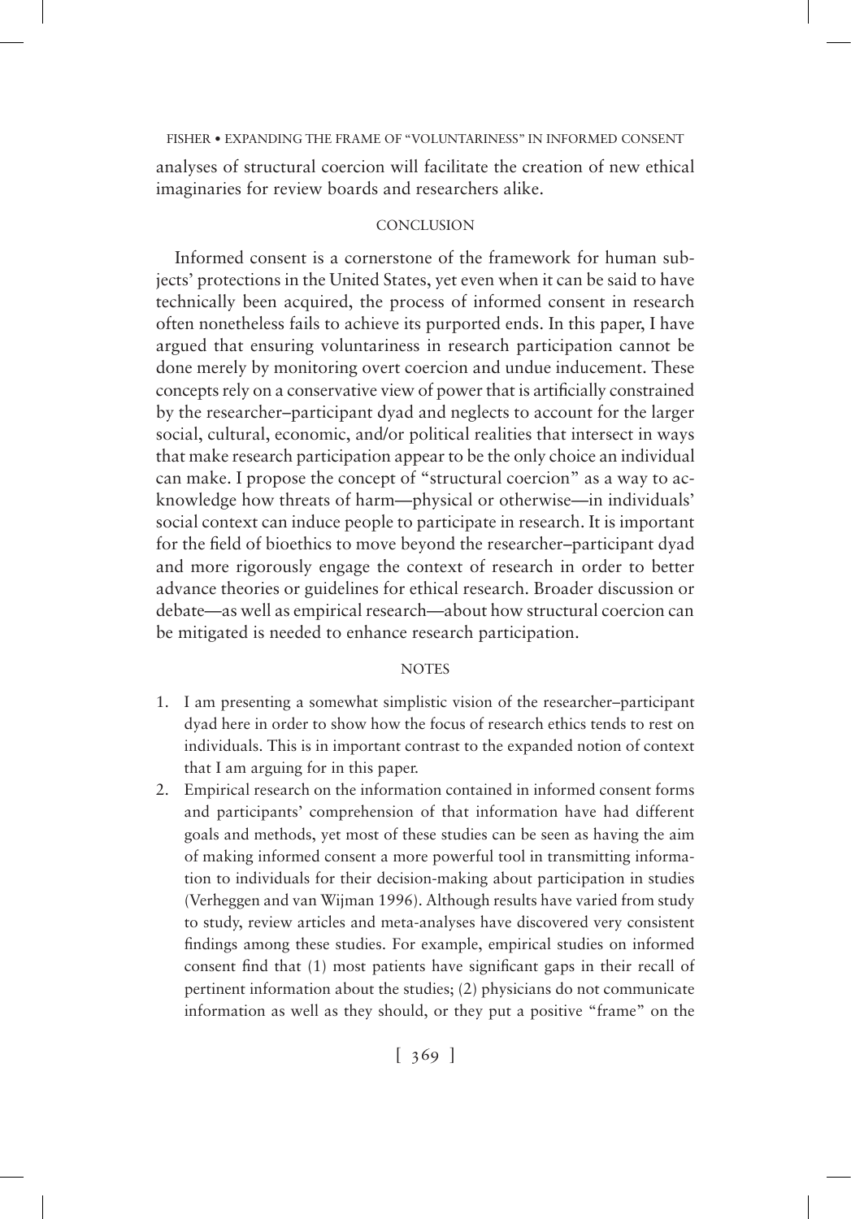analyses of structural coercion will facilitate the creation of new ethical imaginaries for review boards and researchers alike.

## CONCLUSION

Informed consent is a cornerstone of the framework for human subjects' protections in the United States, yet even when it can be said to have technically been acquired, the process of informed consent in research often nonetheless fails to achieve its purported ends. In this paper, I have argued that ensuring voluntariness in research participation cannot be done merely by monitoring overt coercion and undue inducement. These concepts rely on a conservative view of power that is artificially constrained by the researcher–participant dyad and neglects to account for the larger social, cultural, economic, and/or political realities that intersect in ways that make research participation appear to be the only choice an individual can make. I propose the concept of "structural coercion" as a way to acknowledge how threats of harm—physical or otherwise—in individuals' social context can induce people to participate in research. It is important for the field of bioethics to move beyond the researcher–participant dyad and more rigorously engage the context of research in order to better advance theories or guidelines for ethical research. Broader discussion or debate—as well as empirical research—about how structural coercion can be mitigated is needed to enhance research participation.

## NOTES

1. I am presenting a somewhat simplistic vision of the researcher–participant dyad here in order to show how the focus of research ethics tends to rest on individuals. This is in important contrast to the expanded notion of context that I am arguing for in this paper.
2. Empirical research on the information contained in informed consent forms and participants' comprehension of that information have had different goals and methods, yet most of these studies can be seen as having the aim of making informed consent a more powerful tool in transmitting information to individuals for their decision-making about participation in studies (Verheggen and van Wijman 1996). Although results have varied from study to study, review articles and meta-analyses have discovered very consistent findings among these studies. For example, empirical studies on informed consent find that (1) most patients have significant gaps in their recall of pertinent information about the studies; (2) physicians do not communicate information as well as they should, or they put a positive "frame" on the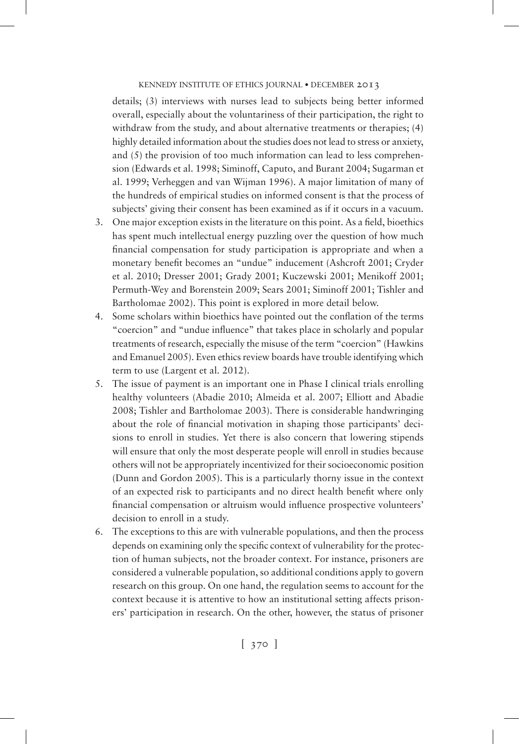details; (3) interviews with nurses lead to subjects being better informed overall, especially about the voluntariness of their participation, the right to withdraw from the study, and about alternative treatments or therapies; (4) highly detailed information about the studies does not lead to stress or anxiety, and (5) the provision of too much information can lead to less comprehension (Edwards et al. 1998; Siminoff, Caputo, and Burant 2004; Sugarman et al. 1999; Verheggen and van Wijman 1996). A major limitation of many of the hundreds of empirical studies on informed consent is that the process of subjects' giving their consent has been examined as if it occurs in a vacuum.

3. One major exception exists in the literature on this point. As a field, bioethics has spent much intellectual energy puzzling over the question of how much financial compensation for study participation is appropriate and when a monetary benefit becomes an "undue" inducement (Ashcroft 2001; Cryder et al. 2010; Dresser 2001; Grady 2001; Kuczewski 2001; Menikoff 2001; Permuth-Wey and Borenstein 2009; Sears 2001; Siminoff 2001; Tishler and Bartholomae 2002). This point is explored in more detail below.
4. Some scholars within bioethics have pointed out the conflation of the terms "coercion" and "undue influence" that takes place in scholarly and popular treatments of research, especially the misuse of the term "coercion" (Hawkins and Emanuel 2005). Even ethics review boards have trouble identifying which term to use (Largent et al. 2012).
5. The issue of payment is an important one in Phase I clinical trials enrolling healthy volunteers (Abadie 2010; Almeida et al. 2007; Elliott and Abadie 2008; Tishler and Bartholomae 2003). There is considerable handwringing about the role of financial motivation in shaping those participants' decisions to enroll in studies. Yet there is also concern that lowering stipends will ensure that only the most desperate people will enroll in studies because others will not be appropriately incentivized for their socioeconomic position (Dunn and Gordon 2005). This is a particularly thorny issue in the context of an expected risk to participants and no direct health benefit where only financial compensation or altruism would influence prospective volunteers' decision to enroll in a study.
6. The exceptions to this are with vulnerable populations, and then the process depends on examining only the specific context of vulnerability for the protection of human subjects, not the broader context. For instance, prisoners are considered a vulnerable population, so additional conditions apply to govern research on this group. On one hand, the regulation seems to account for the context because it is attentive to how an institutional setting affects prisoners' participation in research. On the other, however, the status of prisoner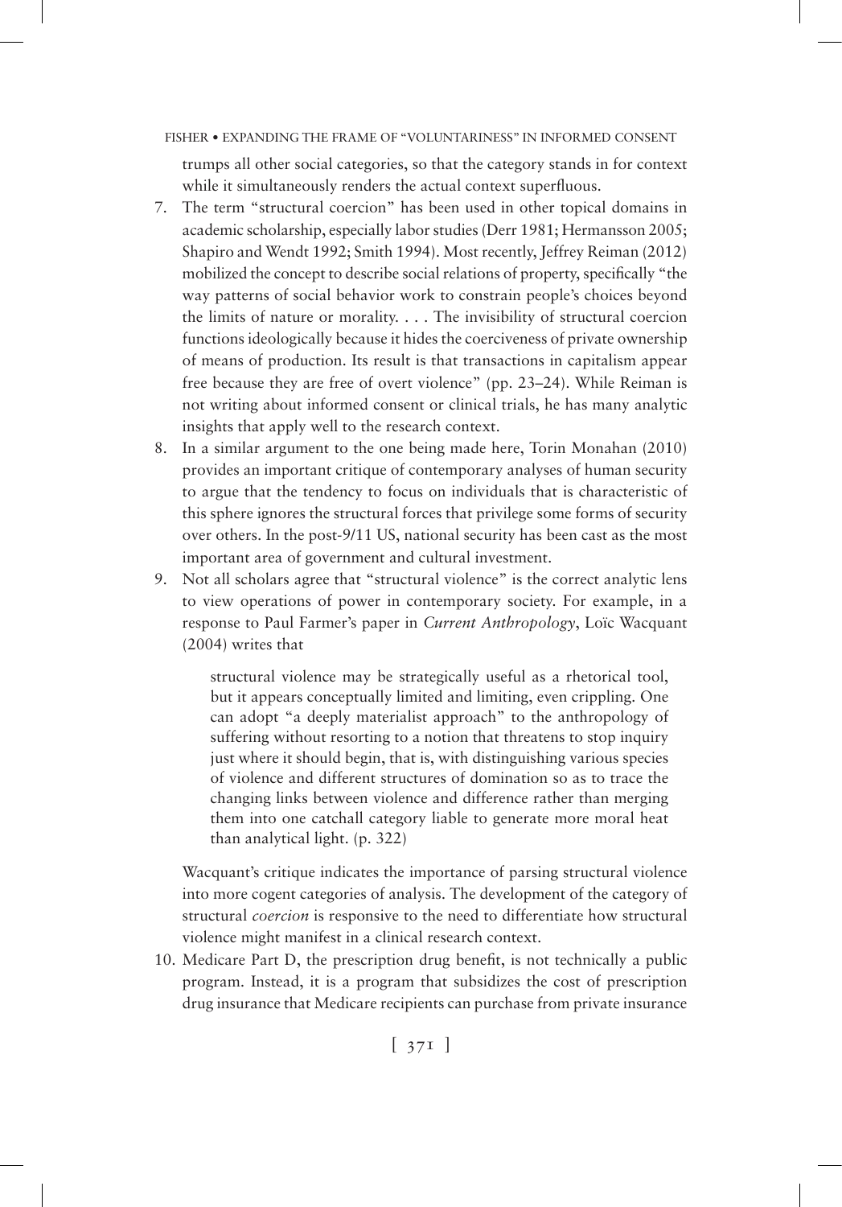trumps all other social categories, so that the category stands in for context while it simultaneously renders the actual context superfluous.

7. The term "structural coercion" has been used in other topical domains in academic scholarship, especially labor studies (Derr 1981; Hermansson 2005; Shapiro and Wendt 1992; Smith 1994). Most recently, Jeffrey Reiman (2012) mobilized the concept to describe social relations of property, specifically "the way patterns of social behavior work to constrain people's choices beyond the limits of nature or morality. . . . The invisibility of structural coercion functions ideologically because it hides the coerciveness of private ownership of means of production. Its result is that transactions in capitalism appear free because they are free of overt violence" (pp. 23–24). While Reiman is not writing about informed consent or clinical trials, he has many analytic insights that apply well to the research context.
8. In a similar argument to the one being made here, Torin Monahan (2010) provides an important critique of contemporary analyses of human security to argue that the tendency to focus on individuals that is characteristic of this sphere ignores the structural forces that privilege some forms of security over others. In the post-9/11 US, national security has been cast as the most important area of government and cultural investment.
9. Not all scholars agree that "structural violence" is the correct analytic lens to view operations of power in contemporary society. For example, in a response to Paul Farmer's paper in *Current Anthropology*, Loïc Wacquant (2004) writes that

   > structural violence may be strategically useful as a rhetorical tool, but it appears conceptually limited and limiting, even crippling. One can adopt "a deeply materialist approach" to the anthropology of suffering without resorting to a notion that threatens to stop inquiry just where it should begin, that is, with distinguishing various species of violence and different structures of domination so as to trace the changing links between violence and difference rather than merging them into one catchall category liable to generate more moral heat than analytical light. (p. 322)

   Wacquant's critique indicates the importance of parsing structural violence into more cogent categories of analysis. The development of the category of structural *coercion* is responsive to the need to differentiate how structural violence might manifest in a clinical research context.
10. Medicare Part D, the prescription drug benefit, is not technically a public program. Instead, it is a program that subsidizes the cost of prescription drug insurance that Medicare recipients can purchase from private insurance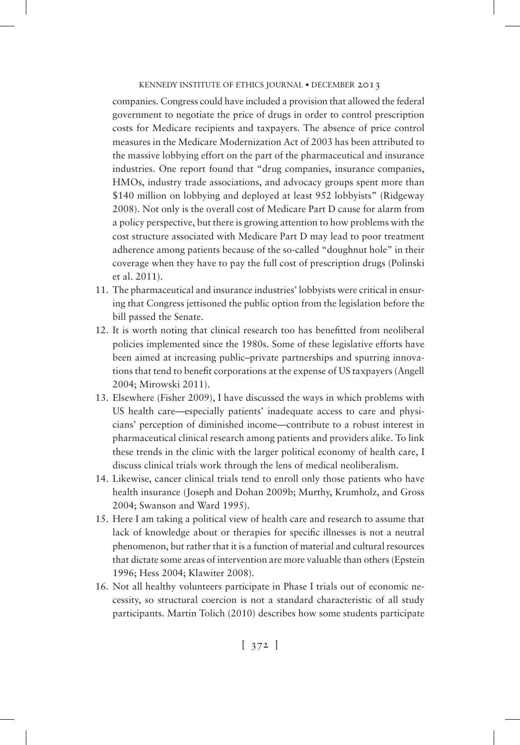companies. Congress could have included a provision that allowed the federal government to negotiate the price of drugs in order to control prescription costs for Medicare recipients and taxpayers. The absence of price control measures in the Medicare Modernization Act of 2003 has been attributed to the massive lobbying effort on the part of the pharmaceutical and insurance industries. One report found that "drug companies, insurance companies, HMOs, industry trade associations, and advocacy groups spent more than $140 million on lobbying and deployed at least 952 lobbyists" (Ridgeway 2008). Not only is the overall cost of Medicare Part D cause for alarm from a policy perspective, but there is growing attention to how problems with the cost structure associated with Medicare Part D may lead to poor treatment adherence among patients because of the so-called "doughnut hole" in their coverage when they have to pay the full cost of prescription drugs (Polinski et al. 2011).

11. The pharmaceutical and insurance industries' lobbyists were critical in ensuring that Congress jettisoned the public option from the legislation before the bill passed the Senate.
12. It is worth noting that clinical research too has benefitted from neoliberal policies implemented since the 1980s. Some of these legislative efforts have been aimed at increasing public–private partnerships and spurring innovations that tend to benefit corporations at the expense of US taxpayers (Angell 2004; Mirowski 2011).
13. Elsewhere (Fisher 2009), I have discussed the ways in which problems with US health care—especially patients' inadequate access to care and physicians' perception of diminished income—contribute to a robust interest in pharmaceutical clinical research among patients and providers alike. To link these trends in the clinic with the larger political economy of health care, I discuss clinical trials work through the lens of medical neoliberalism.
14. Likewise, cancer clinical trials tend to enroll only those patients who have health insurance (Joseph and Dohan 2009b; Murthy, Krumholz, and Gross 2004; Swanson and Ward 1995).
15. Here I am taking a political view of health care and research to assume that lack of knowledge about or therapies for specific illnesses is not a neutral phenomenon, but rather that it is a function of material and cultural resources that dictate some areas of intervention are more valuable than others (Epstein 1996; Hess 2004; Klawiter 2008).
16. Not all healthy volunteers participate in Phase I trials out of economic necessity, so structural coercion is not a standard characteristic of all study participants. Martin Tolich (2010) describes how some students participate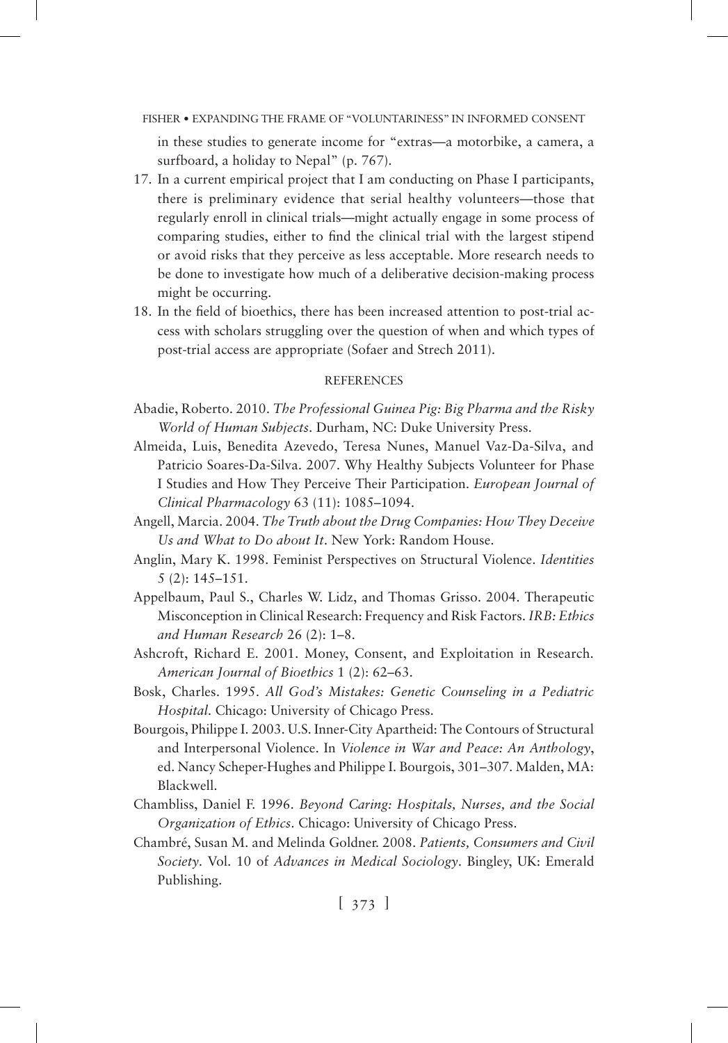in these studies to generate income for "extras—a motorbike, a camera, a surfboard, a holiday to Nepal" (p. 767).

17. In a current empirical project that I am conducting on Phase I participants, there is preliminary evidence that serial healthy volunteers—those that regularly enroll in clinical trials—might actually engage in some process of comparing studies, either to find the clinical trial with the largest stipend or avoid risks that they perceive as less acceptable. More research needs to be done to investigate how much of a deliberative decision-making process might be occurring.
18. In the field of bioethics, there has been increased attention to post-trial access with scholars struggling over the question of when and which types of post-trial access are appropriate (Sofaer and Strech 2011).

## REFERENCES

Abadie, Roberto. 2010. *The Professional Guinea Pig: Big Pharma and the Risky World of Human Subjects*. Durham, NC: Duke University Press.

Almeida, Luis, Benedita Azevedo, Teresa Nunes, Manuel Vaz-Da-Silva, and Patricio Soares-Da-Silva. 2007. Why Healthy Subjects Volunteer for Phase I Studies and How They Perceive Their Participation. *European Journal of Clinical Pharmacology* 63 (11): 1085–1094.

Angell, Marcia. 2004. *The Truth about the Drug Companies: How They Deceive Us and What to Do about It*. New York: Random House.

Anglin, Mary K. 1998. Feminist Perspectives on Structural Violence. *Identities* 5 (2): 145–151.

Appelbaum, Paul S., Charles W. Lidz, and Thomas Grisso. 2004. Therapeutic Misconception in Clinical Research: Frequency and Risk Factors. *IRB: Ethics and Human Research* 26 (2): 1–8.

Ashcroft, Richard E. 2001. Money, Consent, and Exploitation in Research. *American Journal of Bioethics* 1 (2): 62–63.

Bosk, Charles. 1995. *All God's Mistakes: Genetic Counseling in a Pediatric Hospital*. Chicago: University of Chicago Press.

Bourgois, Philippe I. 2003. U.S. Inner-City Apartheid: The Contours of Structural and Interpersonal Violence. In *Violence in War and Peace: An Anthology*, ed. Nancy Scheper-Hughes and Philippe I. Bourgois, 301–307. Malden, MA: Blackwell.

Chambliss, Daniel F. 1996. *Beyond Caring: Hospitals, Nurses, and the Social Organization of Ethics*. Chicago: University of Chicago Press.

Chambré, Susan M. and Melinda Goldner. 2008. *Patients, Consumers and Civil Society*. Vol. 10 of *Advances in Medical Sociology*. Bingley, UK: Emerald Publishing.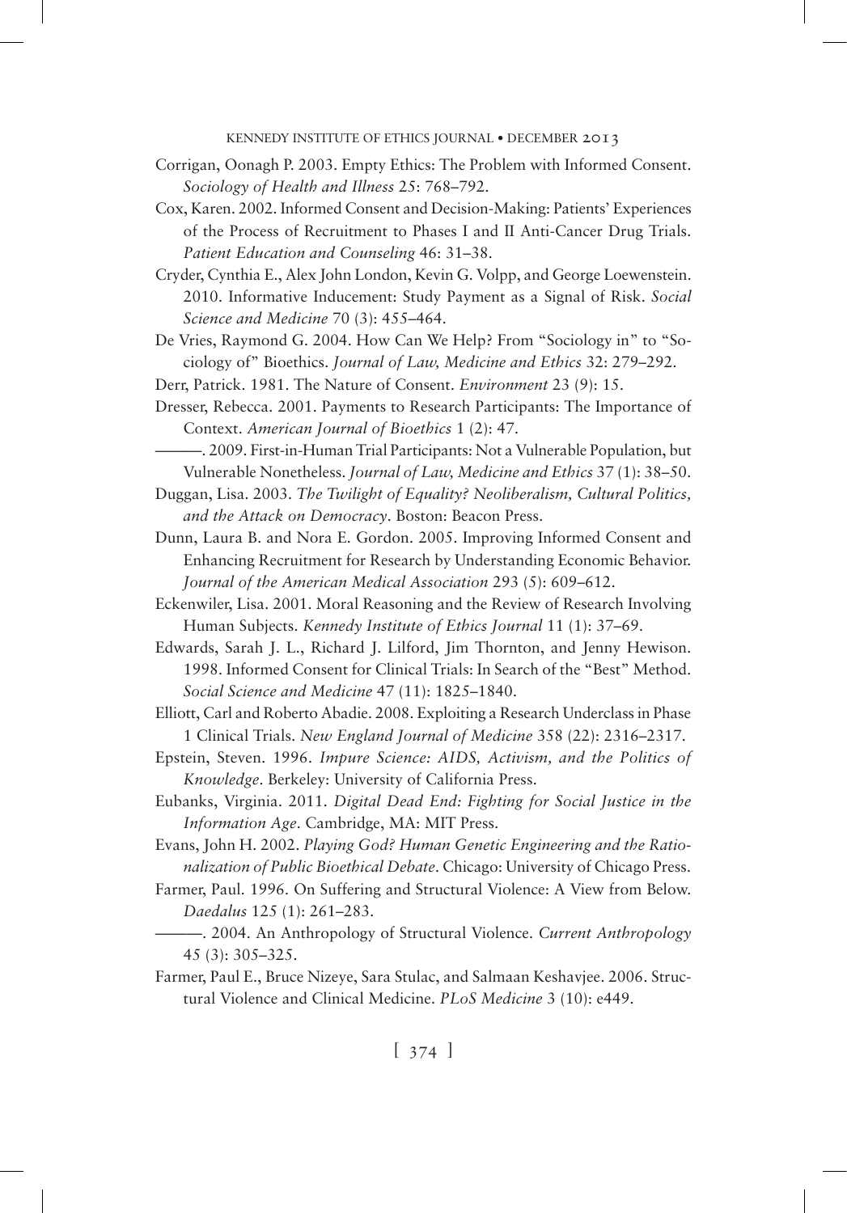Corrigan, Oonagh P. 2003. Empty Ethics: The Problem with Informed Consent. *Sociology of Health and Illness* 25: 768–792.

Cox, Karen. 2002. Informed Consent and Decision-Making: Patients' Experiences of the Process of Recruitment to Phases I and II Anti-Cancer Drug Trials. *Patient Education and Counseling* 46: 31–38.

Cryder, Cynthia E., Alex John London, Kevin G. Volpp, and George Loewenstein. 2010. Informative Inducement: Study Payment as a Signal of Risk. *Social Science and Medicine* 70 (3): 455–464.

De Vries, Raymond G. 2004. How Can We Help? From "Sociology in" to "Sociology of" Bioethics. *Journal of Law, Medicine and Ethics* 32: 279–292.

Derr, Patrick. 1981. The Nature of Consent. *Environment* 23 (9): 15.

Dresser, Rebecca. 2001. Payments to Research Participants: The Importance of Context. *American Journal of Bioethics* 1 (2): 47.

———. 2009. First-in-Human Trial Participants: Not a Vulnerable Population, but Vulnerable Nonetheless. *Journal of Law, Medicine and Ethics* 37 (1): 38–50.

Duggan, Lisa. 2003. *The Twilight of Equality? Neoliberalism, Cultural Politics, and the Attack on Democracy*. Boston: Beacon Press.

Dunn, Laura B. and Nora E. Gordon. 2005. Improving Informed Consent and Enhancing Recruitment for Research by Understanding Economic Behavior. *Journal of the American Medical Association* 293 (5): 609–612.

Eckenwiler, Lisa. 2001. Moral Reasoning and the Review of Research Involving Human Subjects. *Kennedy Institute of Ethics Journal* 11 (1): 37–69.

Edwards, Sarah J. L., Richard J. Lilford, Jim Thornton, and Jenny Hewison. 1998. Informed Consent for Clinical Trials: In Search of the "Best" Method. *Social Science and Medicine* 47 (11): 1825–1840.

Elliott, Carl and Roberto Abadie. 2008. Exploiting a Research Underclass in Phase 1 Clinical Trials. *New England Journal of Medicine* 358 (22): 2316–2317.

Epstein, Steven. 1996. *Impure Science: AIDS, Activism, and the Politics of Knowledge*. Berkeley: University of California Press.

Eubanks, Virginia. 2011. *Digital Dead End: Fighting for Social Justice in the Information Age*. Cambridge, MA: MIT Press.

Evans, John H. 2002. *Playing God? Human Genetic Engineering and the Rationalization of Public Bioethical Debate*. Chicago: University of Chicago Press.

Farmer, Paul. 1996. On Suffering and Structural Violence: A View from Below. *Daedalus* 125 (1): 261–283.

———. 2004. An Anthropology of Structural Violence. *Current Anthropology* 45 (3): 305–325.

Farmer, Paul E., Bruce Nizeye, Sara Stulac, and Salmaan Keshavjee. 2006. Structural Violence and Clinical Medicine. *PLoS Medicine* 3 (10): e449.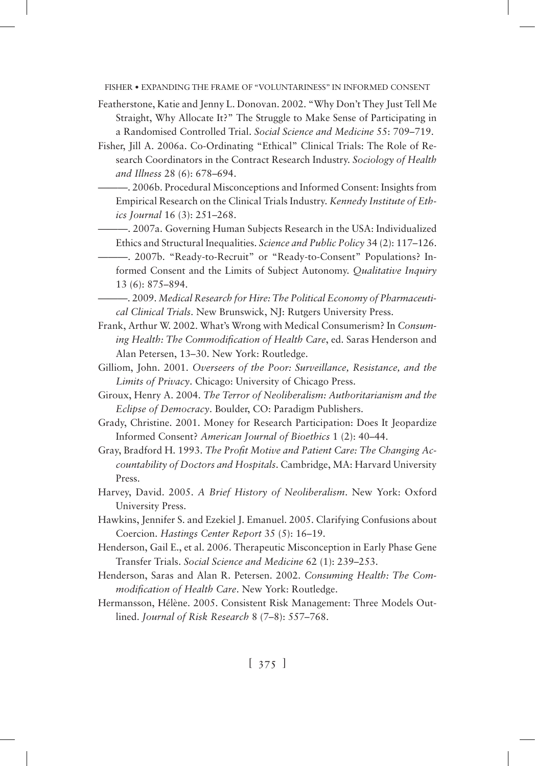Featherstone, Katie and Jenny L. Donovan. 2002. "Why Don't They Just Tell Me Straight, Why Allocate It?" The Struggle to Make Sense of Participating in a Randomised Controlled Trial. *Social Science and Medicine* 55: 709–719.

Fisher, Jill A. 2006a. Co-Ordinating "Ethical" Clinical Trials: The Role of Research Coordinators in the Contract Research Industry. *Sociology of Health and Illness* 28 (6): 678–694.

———. 2006b. Procedural Misconceptions and Informed Consent: Insights from Empirical Research on the Clinical Trials Industry. *Kennedy Institute of Ethics Journal* 16 (3): 251–268.

———. 2007a. Governing Human Subjects Research in the USA: Individualized Ethics and Structural Inequalities. *Science and Public Policy* 34 (2): 117–126.

———. 2007b. "Ready-to-Recruit" or "Ready-to-Consent" Populations? Informed Consent and the Limits of Subject Autonomy. *Qualitative Inquiry* 13 (6): 875–894.

———. 2009. *Medical Research for Hire: The Political Economy of Pharmaceutical Clinical Trials*. New Brunswick, NJ: Rutgers University Press.

Frank, Arthur W. 2002. What's Wrong with Medical Consumerism? In *Consuming Health: The Commodification of Health Care*, ed. Saras Henderson and Alan Petersen, 13–30. New York: Routledge.

Gilliom, John. 2001. *Overseers of the Poor: Surveillance, Resistance, and the Limits of Privacy*. Chicago: University of Chicago Press.

Giroux, Henry A. 2004. *The Terror of Neoliberalism: Authoritarianism and the Eclipse of Democracy*. Boulder, CO: Paradigm Publishers.

Grady, Christine. 2001. Money for Research Participation: Does It Jeopardize Informed Consent? *American Journal of Bioethics* 1 (2): 40–44.

Gray, Bradford H. 1993. *The Profit Motive and Patient Care: The Changing Accountability of Doctors and Hospitals*. Cambridge, MA: Harvard University Press.

Harvey, David. 2005. *A Brief History of Neoliberalism*. New York: Oxford University Press.

Hawkins, Jennifer S. and Ezekiel J. Emanuel. 2005. Clarifying Confusions about Coercion. *Hastings Center Report* 35 (5): 16–19.

Henderson, Gail E., et al. 2006. Therapeutic Misconception in Early Phase Gene Transfer Trials. *Social Science and Medicine* 62 (1): 239–253.

Henderson, Saras and Alan R. Petersen. 2002. *Consuming Health: The Commodification of Health Care*. New York: Routledge.

Hermansson, Hélène. 2005. Consistent Risk Management: Three Models Outlined. *Journal of Risk Research* 8 (7–8): 557–768.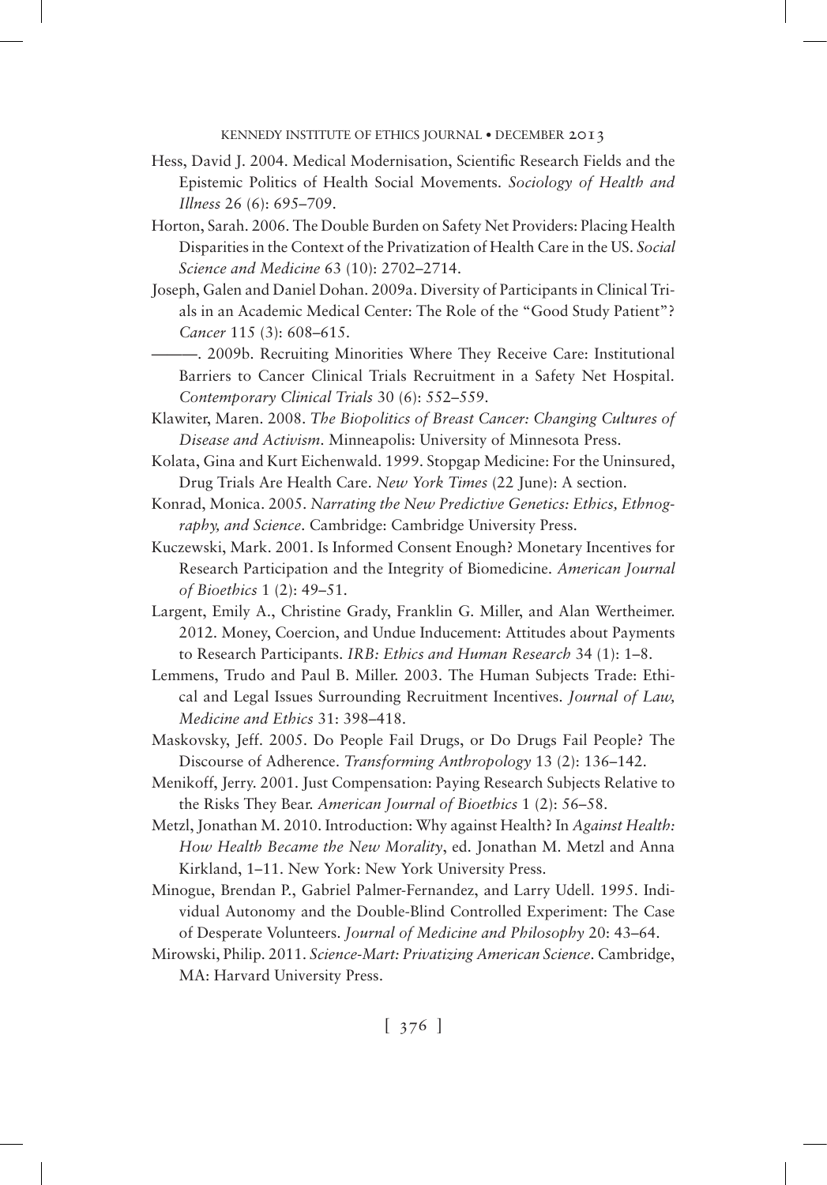Hess, David J. 2004. Medical Modernisation, Scientific Research Fields and the Epistemic Politics of Health Social Movements. *Sociology of Health and Illness* 26 (6): 695–709.

Horton, Sarah. 2006. The Double Burden on Safety Net Providers: Placing Health Disparities in the Context of the Privatization of Health Care in the US. *Social Science and Medicine* 63 (10): 2702–2714.

Joseph, Galen and Daniel Dohan. 2009a. Diversity of Participants in Clinical Trials in an Academic Medical Center: The Role of the "Good Study Patient"? *Cancer* 115 (3): 608–615.

———. 2009b. Recruiting Minorities Where They Receive Care: Institutional Barriers to Cancer Clinical Trials Recruitment in a Safety Net Hospital. *Contemporary Clinical Trials* 30 (6): 552–559.

Klawiter, Maren. 2008. *The Biopolitics of Breast Cancer: Changing Cultures of Disease and Activism*. Minneapolis: University of Minnesota Press.

Kolata, Gina and Kurt Eichenwald. 1999. Stopgap Medicine: For the Uninsured, Drug Trials Are Health Care. *New York Times* (22 June): A section.

Konrad, Monica. 2005. *Narrating the New Predictive Genetics: Ethics, Ethnography, and Science*. Cambridge: Cambridge University Press.

Kuczewski, Mark. 2001. Is Informed Consent Enough? Monetary Incentives for Research Participation and the Integrity of Biomedicine. *American Journal of Bioethics* 1 (2): 49–51.

Largent, Emily A., Christine Grady, Franklin G. Miller, and Alan Wertheimer. 2012. Money, Coercion, and Undue Inducement: Attitudes about Payments to Research Participants. *IRB: Ethics and Human Research* 34 (1): 1–8.

Lemmens, Trudo and Paul B. Miller. 2003. The Human Subjects Trade: Ethical and Legal Issues Surrounding Recruitment Incentives. *Journal of Law, Medicine and Ethics* 31: 398–418.

Maskovsky, Jeff. 2005. Do People Fail Drugs, or Do Drugs Fail People? The Discourse of Adherence. *Transforming Anthropology* 13 (2): 136–142.

Menikoff, Jerry. 2001. Just Compensation: Paying Research Subjects Relative to the Risks They Bear. *American Journal of Bioethics* 1 (2): 56–58.

Metzl, Jonathan M. 2010. Introduction: Why against Health? In *Against Health: How Health Became the New Morality*, ed. Jonathan M. Metzl and Anna Kirkland, 1–11. New York: New York University Press.

Minogue, Brendan P., Gabriel Palmer-Fernandez, and Larry Udell. 1995. Individual Autonomy and the Double-Blind Controlled Experiment: The Case of Desperate Volunteers. *Journal of Medicine and Philosophy* 20: 43–64.

Mirowski, Philip. 2011. *Science-Mart: Privatizing American Science*. Cambridge, MA: Harvard University Press.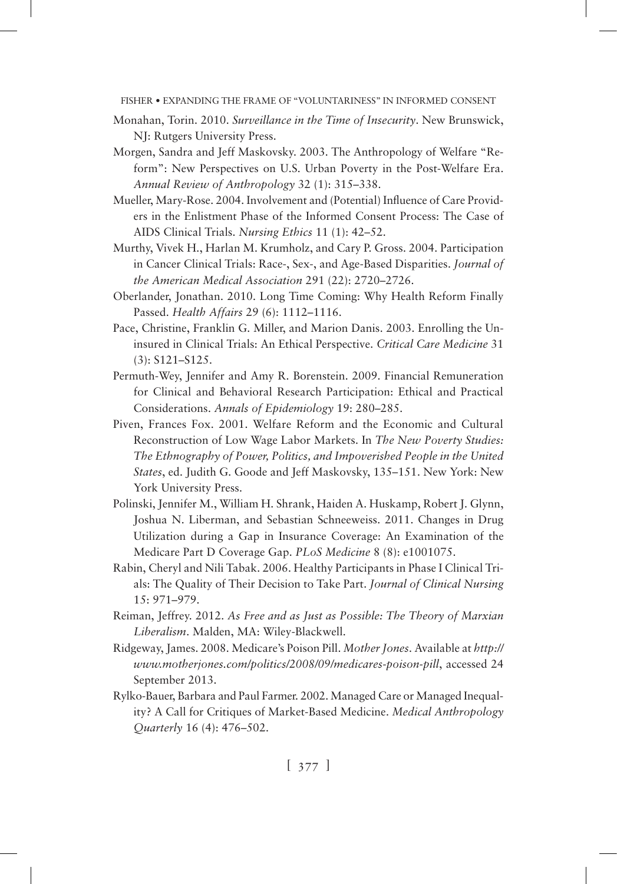Monahan, Torin. 2010. *Surveillance in the Time of Insecurity*. New Brunswick, NJ: Rutgers University Press.

Morgen, Sandra and Jeff Maskovsky. 2003. The Anthropology of Welfare "Reform": New Perspectives on U.S. Urban Poverty in the Post-Welfare Era. *Annual Review of Anthropology* 32 (1): 315–338.

Mueller, Mary-Rose. 2004. Involvement and (Potential) Influence of Care Providers in the Enlistment Phase of the Informed Consent Process: The Case of AIDS Clinical Trials. *Nursing Ethics* 11 (1): 42–52.

Murthy, Vivek H., Harlan M. Krumholz, and Cary P. Gross. 2004. Participation in Cancer Clinical Trials: Race-, Sex-, and Age-Based Disparities. *Journal of the American Medical Association* 291 (22): 2720–2726.

Oberlander, Jonathan. 2010. Long Time Coming: Why Health Reform Finally Passed. *Health Affairs* 29 (6): 1112–1116.

Pace, Christine, Franklin G. Miller, and Marion Danis. 2003. Enrolling the Uninsured in Clinical Trials: An Ethical Perspective. *Critical Care Medicine* 31 (3): S121–S125.

Permuth-Wey, Jennifer and Amy R. Borenstein. 2009. Financial Remuneration for Clinical and Behavioral Research Participation: Ethical and Practical Considerations. *Annals of Epidemiology* 19: 280–285.

Piven, Frances Fox. 2001. Welfare Reform and the Economic and Cultural Reconstruction of Low Wage Labor Markets. In *The New Poverty Studies: The Ethnography of Power, Politics, and Impoverished People in the United States*, ed. Judith G. Goode and Jeff Maskovsky, 135–151. New York: New York University Press.

Polinski, Jennifer M., William H. Shrank, Haiden A. Huskamp, Robert J. Glynn, Joshua N. Liberman, and Sebastian Schneeweiss. 2011. Changes in Drug Utilization during a Gap in Insurance Coverage: An Examination of the Medicare Part D Coverage Gap. *PLoS Medicine* 8 (8): e1001075.

Rabin, Cheryl and Nili Tabak. 2006. Healthy Participants in Phase I Clinical Trials: The Quality of Their Decision to Take Part. *Journal of Clinical Nursing* 15: 971–979.

Reiman, Jeffrey. 2012. *As Free and as Just as Possible: The Theory of Marxian Liberalism*. Malden, MA: Wiley-Blackwell.

Ridgeway, James. 2008. Medicare's Poison Pill. *Mother Jones*. Available at *http://www.motherjones.com/politics/2008/09/medicares-poison-pill*, accessed 24 September 2013.

Rylko-Bauer, Barbara and Paul Farmer. 2002. Managed Care or Managed Inequality? A Call for Critiques of Market-Based Medicine. *Medical Anthropology Quarterly* 16 (4): 476–502.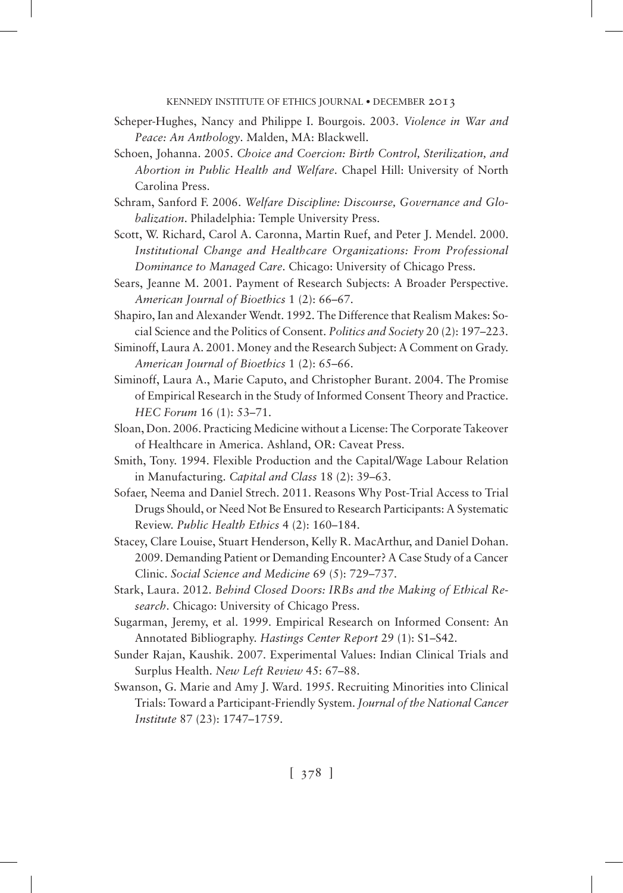Scheper-Hughes, Nancy and Philippe I. Bourgois. 2003. *Violence in War and Peace: An Anthology*. Malden, MA: Blackwell.

Schoen, Johanna. 2005. *Choice and Coercion: Birth Control, Sterilization, and Abortion in Public Health and Welfare*. Chapel Hill: University of North Carolina Press.

Schram, Sanford F. 2006. *Welfare Discipline: Discourse, Governance and Globalization*. Philadelphia: Temple University Press.

Scott, W. Richard, Carol A. Caronna, Martin Ruef, and Peter J. Mendel. 2000. *Institutional Change and Healthcare Organizations: From Professional Dominance to Managed Care*. Chicago: University of Chicago Press.

Sears, Jeanne M. 2001. Payment of Research Subjects: A Broader Perspective. *American Journal of Bioethics* 1 (2): 66–67.

Shapiro, Ian and Alexander Wendt. 1992. The Difference that Realism Makes: Social Science and the Politics of Consent. *Politics and Society* 20 (2): 197–223.

Siminoff, Laura A. 2001. Money and the Research Subject: A Comment on Grady. *American Journal of Bioethics* 1 (2): 65–66.

Siminoff, Laura A., Marie Caputo, and Christopher Burant. 2004. The Promise of Empirical Research in the Study of Informed Consent Theory and Practice. *HEC Forum* 16 (1): 53–71.

Sloan, Don. 2006. Practicing Medicine without a License: The Corporate Takeover of Healthcare in America. Ashland, OR: Caveat Press.

Smith, Tony. 1994. Flexible Production and the Capital/Wage Labour Relation in Manufacturing. *Capital and Class* 18 (2): 39–63.

Sofaer, Neema and Daniel Strech. 2011. Reasons Why Post-Trial Access to Trial Drugs Should, or Need Not Be Ensured to Research Participants: A Systematic Review. *Public Health Ethics* 4 (2): 160–184.

Stacey, Clare Louise, Stuart Henderson, Kelly R. MacArthur, and Daniel Dohan. 2009. Demanding Patient or Demanding Encounter? A Case Study of a Cancer Clinic. *Social Science and Medicine* 69 (5): 729–737.

Stark, Laura. 2012. *Behind Closed Doors: IRBs and the Making of Ethical Research*. Chicago: University of Chicago Press.

Sugarman, Jeremy, et al. 1999. Empirical Research on Informed Consent: An Annotated Bibliography. *Hastings Center Report* 29 (1): S1–S42.

Sunder Rajan, Kaushik. 2007. Experimental Values: Indian Clinical Trials and Surplus Health. *New Left Review* 45: 67–88.

Swanson, G. Marie and Amy J. Ward. 1995. Recruiting Minorities into Clinical Trials: Toward a Participant-Friendly System. *Journal of the National Cancer Institute* 87 (23): 1747–1759.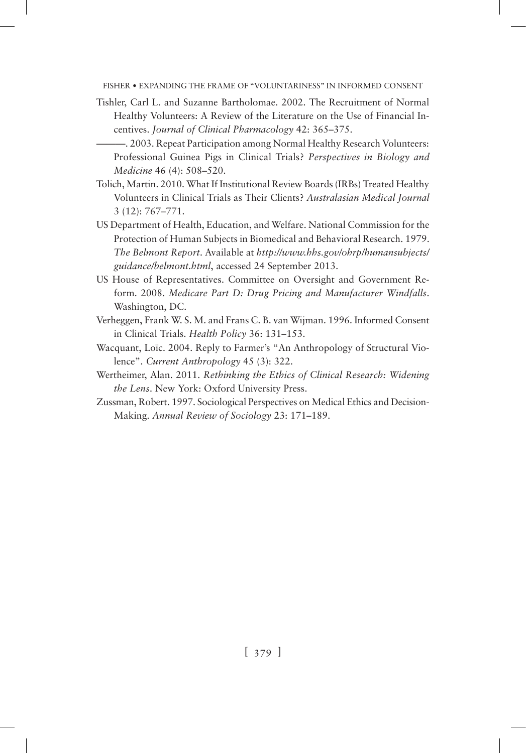Tishler, Carl L. and Suzanne Bartholomae. 2002. The Recruitment of Normal Healthy Volunteers: A Review of the Literature on the Use of Financial Incentives. *Journal of Clinical Pharmacology* 42: 365–375.

———. 2003. Repeat Participation among Normal Healthy Research Volunteers: Professional Guinea Pigs in Clinical Trials? *Perspectives in Biology and Medicine* 46 (4): 508–520.

Tolich, Martin. 2010. What If Institutional Review Boards (IRBs) Treated Healthy Volunteers in Clinical Trials as Their Clients? *Australasian Medical Journal* 3 (12): 767–771.

US Department of Health, Education, and Welfare. National Commission for the Protection of Human Subjects in Biomedical and Behavioral Research. 1979. *The Belmont Report*. Available at *http://www.hhs.gov/ohrp/humansubjects/guidance/belmont.html*, accessed 24 September 2013.

US House of Representatives. Committee on Oversight and Government Reform. 2008. *Medicare Part D: Drug Pricing and Manufacturer Windfalls*. Washington, DC.

Verheggen, Frank W. S. M. and Frans C. B. van Wijman. 1996. Informed Consent in Clinical Trials. *Health Policy* 36: 131–153.

Wacquant, Loïc. 2004. Reply to Farmer's "An Anthropology of Structural Violence". *Current Anthropology* 45 (3): 322.

Wertheimer, Alan. 2011. *Rethinking the Ethics of Clinical Research: Widening the Lens*. New York: Oxford University Press.

Zussman, Robert. 1997. Sociological Perspectives on Medical Ethics and Decision-Making. *Annual Review of Sociology* 23: 171–189.